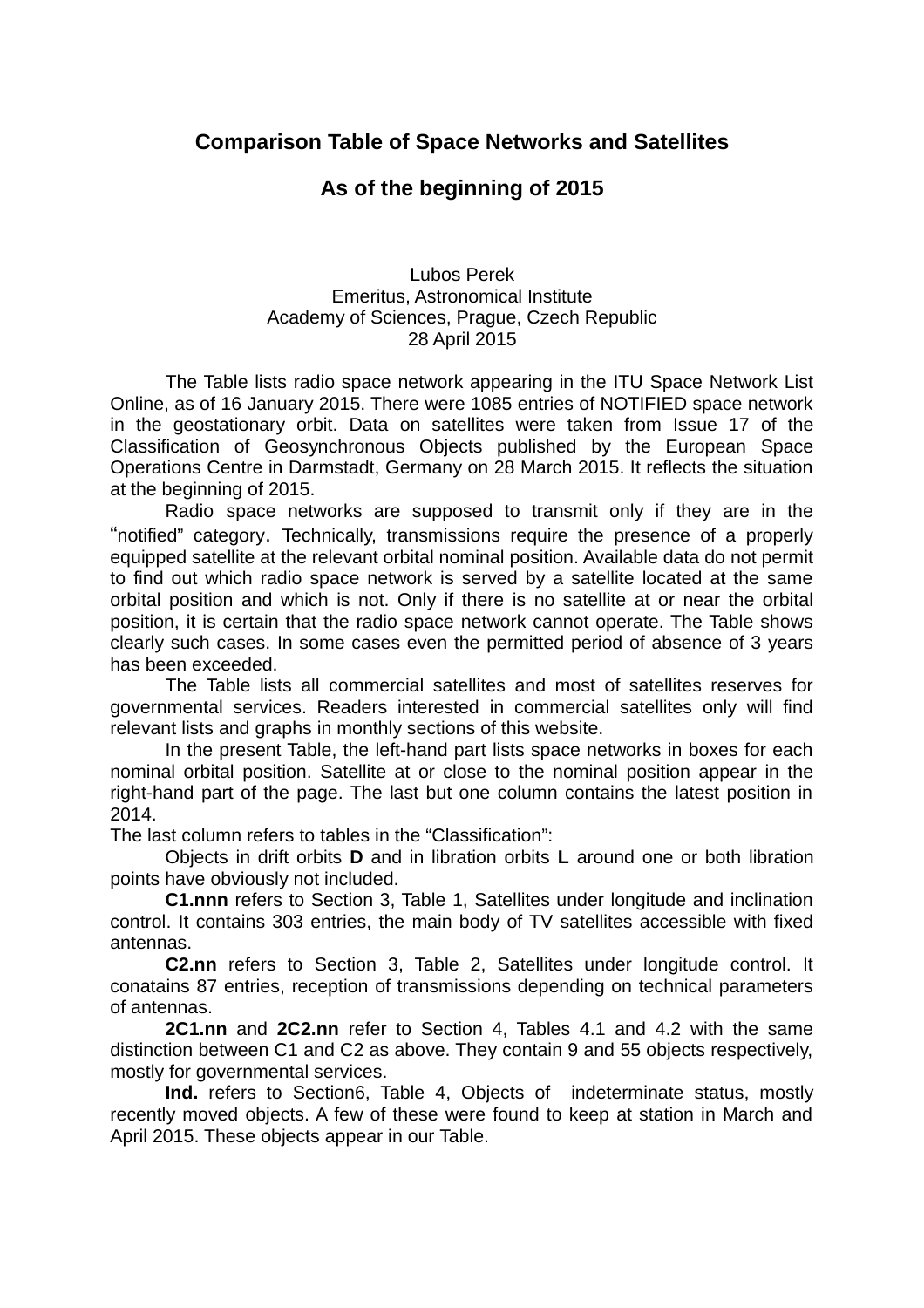# Comparison Table of Space Networks and Satellites

## As of the beginning of 2015

Lubos Perek
Emeritus, Astronomical Institute
Academy of Sciences, Prague, Czech Republic
28 April 2015

The Table lists radio space network appearing in the ITU Space Network List Online, as of 16 January 2015. There were 1085 entries of NOTIFIED space network in the geostationary orbit. Data on satellites were taken from Issue 17 of the Classification of Geosynchronous Objects published by the European Space Operations Centre in Darmstadt, Germany on 28 March 2015. It reflects the situation at the beginning of 2015.

Radio space networks are supposed to transmit only if they are in the "notified" category. Technically, transmissions require the presence of a properly equipped satellite at the relevant orbital nominal position. Available data do not permit to find out which radio space network is served by a satellite located at the same orbital position and which is not. Only if there is no satellite at or near the orbital position, it is certain that the radio space network cannot operate. The Table shows clearly such cases. In some cases even the permitted period of absence of 3 years has been exceeded.

The Table lists all commercial satellites and most of satellites reserves for governmental services. Readers interested in commercial satellites only will find relevant lists and graphs in monthly sections of this website.

In the present Table, the left-hand part lists space networks in boxes for each nominal orbital position. Satellite at or close to the nominal position appear in the right-hand part of the page. The last but one column contains the latest position in 2014.

The last column refers to tables in the "Classification":

Objects in drift orbits **D** and in libration orbits **L** around one or both libration points have obviously not included.

**C1.nnn** refers to Section 3, Table 1, Satellites under longitude and inclination control. It contains 303 entries, the main body of TV satellites accessible with fixed antennas.

**C2.nn** refers to Section 3, Table 2, Satellites under longitude control. It conatains 87 entries, reception of transmissions depending on technical parameters of antennas.

**2C1.nn** and **2C2.nn** refer to Section 4, Tables 4.1 and 4.2 with the same distinction between C1 and C2 as above. They contain 9 and 55 objects respectively, mostly for governmental services.

**Ind.** refers to Section6, Table 4, Objects of indeterminate status, mostly recently moved objects. A few of these were found to keep at station in March and April 2015. These objects appear in our Table.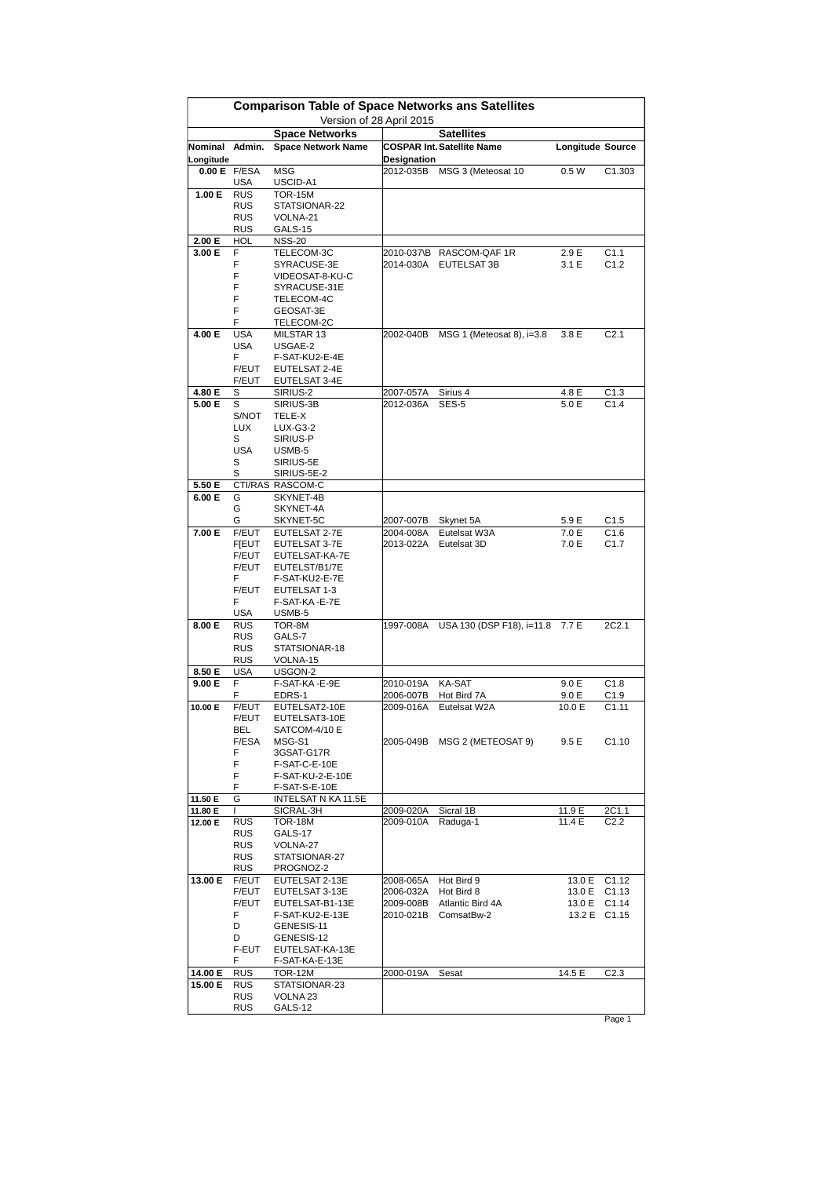# Comparison Table of Space Networks ans Satellites

Version of 28 April 2015

| Nominal Longitude | Admin. | Space Network Name | COSPAR Int. Designation | Satellite Name | Longitude | Source |
|---|---|---|---|---|---|---|
| | | **Space Networks** | | **Satellites** | | |
| **0.00 E** | F/ESA | MSG | 2012-035B | MSG 3 (Meteosat 10 | 0.5 W | C1.303 |
| | USA | USCID-A1 | | | | |
| **1.00 E** | RUS | TOR-15M | | | | |
| | RUS | STATSIONAR-22 | | | | |
| | RUS | VOLNA-21 | | | | |
| | RUS | GALS-15 | | | | |
| **2.00 E** | HOL | NSS-20 | | | | |
| **3.00 E** | F | TELECOM-3C | 2010-037\B | RASCOM-QAF 1R | 2.9 E | C1.1 |
| | F | SYRACUSE-3E | 2014-030A | EUTELSAT 3B | 3.1 E | C1.2 |
| | F | VIDEOSAT-8-KU-C | | | | |
| | F | SYRACUSE-31E | | | | |
| | F | TELECOM-4C | | | | |
| | F | GEOSAT-3E | | | | |
| | F | TELECOM-2C | | | | |
| **4.00 E** | USA | MILSTAR 13 | 2002-040B | MSG 1 (Meteosat 8), i=3.8 | 3.8 E | C2.1 |
| | USA | USGAE-2 | | | | |
| | F | F-SAT-KU2-E-4E | | | | |
| | F/EUT | EUTELSAT 2-4E | | | | |
| | F/EUT | EUTELSAT 3-4E | | | | |
| **4.80 E** | S | SIRIUS-2 | 2007-057A | Sirius 4 | 4.8 E | C1.3 |
| **5.00 E** | S | SIRIUS-3B | 2012-036A | SES-5 | 5.0 E | C1.4 |
| | S/NOT | TELE-X | | | | |
| | LUX | LUX-G3-2 | | | | |
| | S | SIRIUS-P | | | | |
| | USA | USMB-5 | | | | |
| | S | SIRIUS-5E | | | | |
| | S | SIRIUS-5E-2 | | | | |
| **5.50 E** | CTI/RAS | RASCOM-C | | | | |
| **6.00 E** | G | SKYNET-4B | | | | |
| | G | SKYNET-4A | | | | |
| | G | SKYNET-5C | 2007-007B | Skynet 5A | 5.9 E | C1.5 |
| **7.00 E** | F/EUT | EUTELSAT 2-7E | 2004-008A | Eutelsat W3A | 7.0 E | C1.6 |
| | F[EUT | EUTELSAT 3-7E | 2013-022A | Eutelsat 3D | 7.0 E | C1.7 |
| | F/EUT | EUTELSAT-KA-7E | | | | |
| | F/EUT | EUTELST/B1/7E | | | | |
| | F | F-SAT-KU2-E-7E | | | | |
| | F/EUT | EUTELSAT 1-3 | | | | |
| | F | F-SAT-KA -E-7E | | | | |
| | USA | USMB-5 | | | | |
| **8.00 E** | RUS | TOR-8M | 1997-008A | USA 130 (DSP F18), i=11.8 | 7.7 E | 2C2.1 |
| | RUS | GALS-7 | | | | |
| | RUS | STATSIONAR-18 | | | | |
| | RUS | VOLNA-15 | | | | |
| **8.50 E** | USA | USGON-2 | | | | |
| **9.00 E** | F | F-SAT-KA -E-9E | 2010-019A | KA-SAT | 9.0 E | C1.8 |
| | F | EDRS-1 | 2006-007B | Hot Bird 7A | 9.0 E | C1.9 |
| **10.00 E** | F/EUT | EUTELSAT2-10E | 2009-016A | Eutelsat W2A | 10.0 E | C1.11 |
| | F/EUT | EUTELSAT3-10E | | | | |
| | BEL | SATCOM-4/10 E | | | | |
| | F/ESA | MSG-S1 | 2005-049B | MSG 2 (METEOSAT 9) | 9.5 E | C1.10 |
| | F | 3GSAT-G17R | | | | |
| | F | F-SAT-C-E-10E | | | | |
| | F | F-SAT-KU-2-E-10E | | | | |
| | F | F-SAT-S-E-10E | | | | |
| **11.50 E** | G | INTELSAT N KA 11.5E | | | | |
| **11.80 E** | I | SICRAL-3H | 2009-020A | Sicral 1B | 11.9 E | 2C1.1 |
| **12.00 E** | RUS | TOR-18M | 2009-010A | Raduga-1 | 11.4 E | C2.2 |
| | RUS | GALS-17 | | | | |
| | RUS | VOLNA-27 | | | | |
| | RUS | STATSIONAR-27 | | | | |
| | RUS | PROGNOZ-2 | | | | |
| **13.00 E** | F/EUT | EUTELSAT 2-13E | 2008-065A | Hot Bird 9 | 13.0 E | C1.12 |
| | F/EUT | EUTELSAT 3-13E | 2006-032A | Hot Bird 8 | 13.0 E | C1.13 |
| | F/EUT | EUTELSAT-B1-13E | 2009-008B | Atlantic Bird 4A | 13.0 E | C1.14 |
| | F | F-SAT-KU2-E-13E | 2010-021B | ComsatBw-2 | 13.2 E | C1.15 |
| | D | GENESIS-11 | | | | |
| | D | GENESIS-12 | | | | |
| | F-EUT | EUTELSAT-KA-13E | | | | |
| | F | F-SAT-KA-E-13E | | | | |
| **14.00 E** | RUS | TOR-12M | 2000-019A | Sesat | 14.5 E | C2.3 |
| **15.00 E** | RUS | STATSIONAR-23 | | | | |
| | RUS | VOLNA 23 | | | | |
| | RUS | GALS-12 | | | | |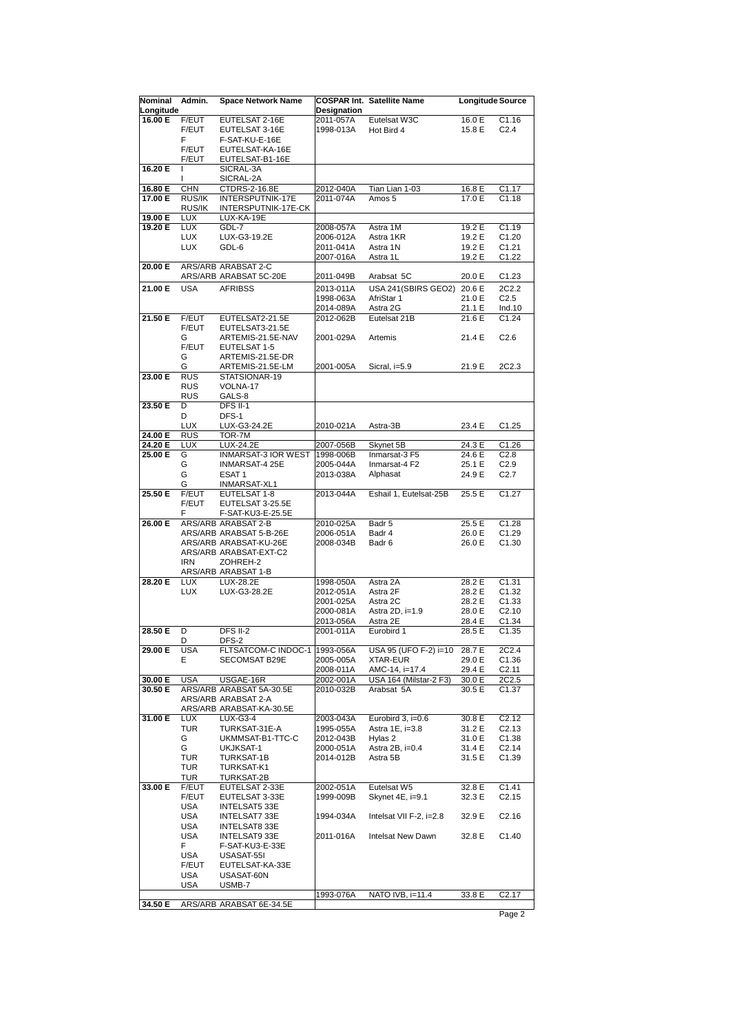| Nominal Longitude | Admin. | Space Network Name | COSPAR Int. Designation | Satellite Name | Longitude | Source |
|---|---|---|---|---|---|---|
| 16.00 E | F/EUT | EUTELSAT 2-16E | 2011-057A | Eutelsat W3C | 16.0 E | C1.16 |
| | F/EUT | EUTELSAT 3-16E | 1998-013A | Hot Bird 4 | 15.8 E | C2.4 |
| | F | F-SAT-KU-E-16E | | | | |
| | F/EUT | EUTELSAT-KA-16E | | | | |
| | F/EUT | EUTELSAT-B1-16E | | | | |
| 16.20 E | I | SICRAL-3A | | | | |
| | I | SICRAL-2A | | | | |
| 16.80 E | CHN | CTDRS-2-16.8E | 2012-040A | Tian Lian 1-03 | 16.8 E | C1.17 |
| 17.00 E | RUS/IK | INTERSPUTNIK-17E | 2011-074A | Amos 5 | 17.0 E | C1.18 |
| | RUS/IK | INTERSPUTNIK-17E-CK | | | | |
| 19.00 E | LUX | LUX-KA-19E | | | | |
| 19.20 E | LUX | GDL-7 | 2008-057A | Astra 1M | 19.2 E | C1.19 |
| | LUX | LUX-G3-19.2E | 2006-012A | Astra 1KR | 19.2 E | C1.20 |
| | LUX | GDL-6 | 2011-041A | Astra 1N | 19.2 E | C1.21 |
| | | | 2007-016A | Astra 1L | 19.2 E | C1.22 |
| 20.00 E | ARS/ARB | ARABSAT 2-C | | | | |
| | ARS/ARB | ARABSAT 5C-20E | 2011-049B | Arabsat 5C | 20.0 E | C1.23 |
| 21.00 E | USA | AFRIBSS | 2013-011A | USA 241(SBIRS GEO2) | 20.6 E | 2C2.2 |
| | | | 1998-063A | AfriStar 1 | 21.0 E | C2.5 |
| | | | 2014-089A | Astra 2G | 21.1 E | Ind.10 |
| 21.50 E | F/EUT | EUTELSAT2-21.5E | 2012-062B | Eutelsat 21B | 21.6 E | C1.24 |
| | F/EUT | EUTELSAT3-21.5E | | | | |
| | G | ARTEMIS-21.5E-NAV | 2001-029A | Artemis | 21.4 E | C2.6 |
| | F/EUT | EUTELSAT 1-5 | | | | |
| | G | ARTEMIS-21.5E-DR | | | | |
| | G | ARTEMIS-21.5E-LM | 2001-005A | Sicral, i=5.9 | 21.9 E | 2C2.3 |
| 23.00 E | RUS | STATSIONAR-19 | | | | |
| | RUS | VOLNA-17 | | | | |
| | RUS | GALS-8 | | | | |
| 23.50 E | D | DFS II-1 | | | | |
| | D | DFS-1 | | | | |
| | LUX | LUX-G3-24.2E | 2010-021A | Astra-3B | 23.4 E | C1.25 |
| 24.00 E | RUS | TOR-7M | | | | |
| 24.20 E | LUX | LUX-24.2E | 2007-056B | Skynet 5B | 24.3 E | C1.26 |
| 25.00 E | G | INMARSAT-3 IOR WEST | 1998-006B | Inmarsat-3 F5 | 24.6 E | C2.8 |
| | G | INMARSAT-4 25E | 2005-044A | Inmarsat-4 F2 | 25.1 E | C2.9 |
| | G | ESAT 1 | 2013-038A | Alphasat | 24.9 E | C2.7 |
| | G | INMARSAT-XL1 | | | | |
| 25.50 E | F/EUT | EUTELSAT 1-8 | 2013-044A | Eshail 1, Eutelsat-25B | 25.5 E | C1.27 |
| | F/EUT | EUTELSAT 3-25.5E | | | | |
| | F | F-SAT-KU3-E-25.5E | | | | |
| 26.00 E | ARS/ARB | ARABSAT 2-B | 2010-025A | Badr 5 | 25.5 E | C1.28 |
| | ARS/ARB | ARABSAT 5-B-26E | 2006-051A | Badr 4 | 26.0 E | C1.29 |
| | ARS/ARB | ARABSAT-KU-26E | 2008-034B | Badr 6 | 26.0 E | C1.30 |
| | ARS/ARB | ARABSAT-EXT-C2 | | | | |
| | IRN | ZOHREH-2 | | | | |
| | ARS/ARB | ARABSAT 1-B | | | | |
| 28.20 E | LUX | LUX-28.2E | 1998-050A | Astra 2A | 28.2 E | C1.31 |
| | LUX | LUX-G3-28.2E | 2012-051A | Astra 2F | 28.2 E | C1.32 |
| | | | 2001-025A | Astra 2C | 28.2 E | C1.33 |
| | | | 2000-081A | Astra 2D, i=1.9 | 28.0 E | C2.10 |
| | | | 2013-056A | Astra 2E | 28.4 E | C1.34 |
| 28.50 E | D | DFS II-2 | 2001-011A | Eurobird 1 | 28.5 E | C1.35 |
| | D | DFS-2 | | | | |
| 29.00 E | USA | FLTSATCOM-C INDOC-1 | 1993-056A | USA 95 (UFO F-2) i=10 | 28.7 E | 2C2.4 |
| | E | SECOMSAT B29E | 2005-005A | XTAR-EUR | 29.0 E | C1.36 |
| | | | 2008-011A | AMC-14, i=17.4 | 29.4 E | C2.11 |
| 30.00 E | USA | USGAE-16R | 2002-001A | USA 164 (Milstar-2 F3) | 30.0 E | 2C2.5 |
| 30.50 E | ARS/ARB | ARABSAT 5A-30.5E | 2010-032B | Arabsat 5A | 30.5 E | C1.37 |
| | ARS/ARB | ARABSAT 2-A | | | | |
| | ARS/ARB | ARABSAT-KA-30.5E | | | | |
| 31.00 E | LUX | LUX-G3-4 | 2003-043A | Eurobird 3, i=0.6 | 30.8 E | C2.12 |
| | TUR | TURKSAT-31E-A | 1995-055A | Astra 1E, i=3.8 | 31.2 E | C2.13 |
| | G | UKMMSAT-B1-TTC-C | 2012-043B | Hylas 2 | 31.0 E | C1.38 |
| | G | UKJKSAT-1 | 2000-051A | Astra 2B, i=0.4 | 31.4 E | C2.14 |
| | TUR | TURKSAT-1B | 2014-012B | Astra 5B | 31.5 E | C1.39 |
| | TUR | TURKSAT-K1 | | | | |
| | TUR | TURKSAT-2B | | | | |
| 33.00 E | F/EUT | EUTELSAT 2-33E | 2002-051A | Eutelsat W5 | 32.8 E | C1.41 |
| | F/EUT | EUTELSAT 3-33E | 1999-009B | Skynet 4E, i=9.1 | 32.3 E | C2.15 |
| | USA | INTELSAT5 33E | | | | |
| | USA | INTELSAT7 33E | 1994-034A | Intelsat VII F-2, i=2.8 | 32.9 E | C2.16 |
| | USA | INTELSAT8 33E | | | | |
| | USA | INTELSAT9 33E | 2011-016A | Intelsat New Dawn | 32.8 E | C1.40 |
| | F | F-SAT-KU3-E-33E | | | | |
| | USA | USASAT-55I | | | | |
| | F/EUT | EUTELSAT-KA-33E | | | | |
| | USA | USASAT-60N | | | | |
| | USA | USMB-7 | | | | |
| | | | 1993-076A | NATO IVB, i=11.4 | 33.8 E | C2.17 |
| 34.50 E | ARS/ARB | ARABSAT 6E-34.5E | | | | |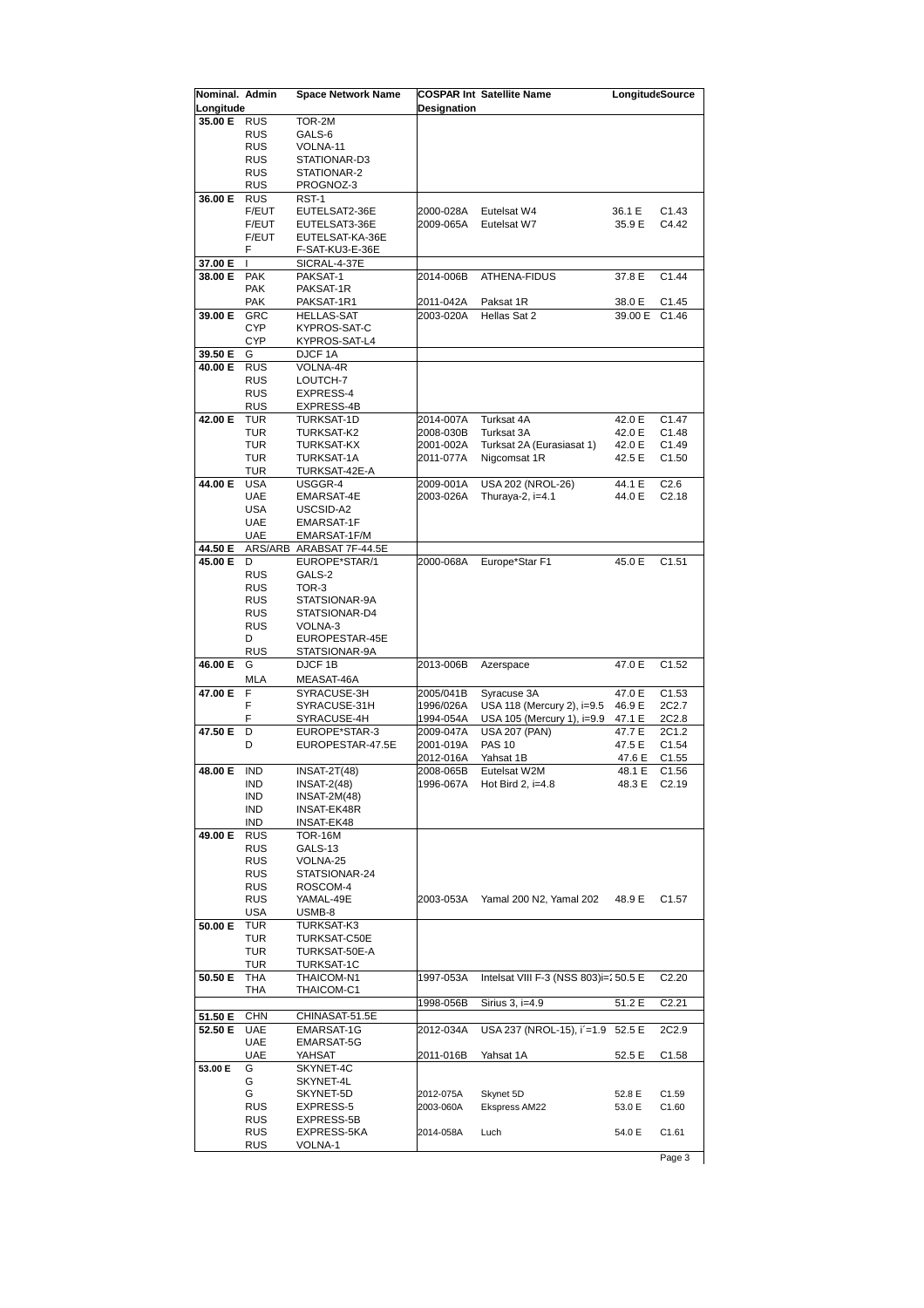| Nominal. Longitude | Admin | Space Network Name | COSPAR Int Designation | Satellite Name | Longitude | Source |
|---|---|---|---|---|---|---|
| 35.00 E | RUS | TOR-2M | | | | |
| | RUS | GALS-6 | | | | |
| | RUS | VOLNA-11 | | | | |
| | RUS | STATIONAR-D3 | | | | |
| | RUS | STATIONAR-2 | | | | |
| | RUS | PROGNOZ-3 | | | | |
| 36.00 E | RUS | RST-1 | | | | |
| | F/EUT | EUTELSAT2-36E | 2000-028A | Eutelsat W4 | 36.1 E | C1.43 |
| | F/EUT | EUTELSAT3-36E | 2009-065A | Eutelsat W7 | 35.9 E | C4.42 |
| | F/EUT | EUTELSAT-KA-36E | | | | |
| | F | F-SAT-KU3-E-36E | | | | |
| 37.00 E | I | SICRAL-4-37E | | | | |
| 38.00 E | PAK | PAKSAT-1 | 2014-006B | ATHENA-FIDUS | 37.8 E | C1.44 |
| | PAK | PAKSAT-1R | | | | |
| | PAK | PAKSAT-1R1 | 2011-042A | Paksat 1R | 38.0 E | C1.45 |
| 39.00 E | GRC | HELLAS-SAT | 2003-020A | Hellas Sat 2 | 39.00 E | C1.46 |
| | CYP | KYPROS-SAT-C | | | | |
| | CYP | KYPROS-SAT-L4 | | | | |
| 39.50 E | G | DJCF 1A | | | | |
| 40.00 E | RUS | VOLNA-4R | | | | |
| | RUS | LOUTCH-7 | | | | |
| | RUS | EXPRESS-4 | | | | |
| | RUS | EXPRESS-4B | | | | |
| 42.00 E | TUR | TURKSAT-1D | 2014-007A | Turksat 4A | 42.0 E | C1.47 |
| | TUR | TURKSAT-K2 | 2008-030B | Turksat 3A | 42.0 E | C1.48 |
| | TUR | TURKSAT-KX | 2001-002A | Turksat 2A (Eurasiasat 1) | 42.0 E | C1.49 |
| | TUR | TURKSAT-1A | 2011-077A | Nigcomsat 1R | 42.5 E | C1.50 |
| | TUR | TURKSAT-42E-A | | | | |
| 44.00 E | USA | USGGR-4 | 2009-001A | USA 202 (NROL-26) | 44.1 E | C2.6 |
| | UAE | EMARSAT-4E | 2003-026A | Thuraya-2, i=4.1 | 44.0 E | C2.18 |
| | USA | USCSID-A2 | | | | |
| | UAE | EMARSAT-1F | | | | |
| | UAE | EMARSAT-1F/M | | | | |
| 44.50 E | ARS/ARB | ARABSAT 7F-44.5E | | | | |
| 45.00 E | D | EUROPE*STAR/1 | 2000-068A | Europe*Star F1 | 45.0 E | C1.51 |
| | RUS | GALS-2 | | | | |
| | RUS | TOR-3 | | | | |
| | RUS | STATSIONAR-9A | | | | |
| | RUS | STATSIONAR-D4 | | | | |
| | RUS | VOLNA-3 | | | | |
| | D | EUROPESTAR-45E | | | | |
| | RUS | STATSIONAR-9A | | | | |
| 46.00 E | G | DJCF 1B | 2013-006B | Azerspace | 47.0 E | C1.52 |
| | MLA | MEASAT-46A | | | | |
| 47.00 E | F | SYRACUSE-3H | 2005/041B | Syracuse 3A | 47.0 E | C1.53 |
| | F | SYRACUSE-31H | 1996/026A | USA 118 (Mercury 2), i=9.5 | 46.9 E | 2C2.7 |
| | F | SYRACUSE-4H | 1994-054A | USA 105 (Mercury 1), i=9.9 | 47.1 E | 2C2.8 |
| 47.50 E | D | EUROPE*STAR-3 | 2009-047A | USA 207 (PAN) | 47.7 E | 2C1.2 |
| | D | EUROPESTAR-47.5E | 2001-019A | PAS 10 | 47.5 E | C1.54 |
| | | | 2012-016A | Yahsat 1B | 47.6 E | C1.55 |
| 48.00 E | IND | INSAT-2T(48) | 2008-065B | Eutelsat W2M | 48.1 E | C1.56 |
| | IND | INSAT-2(48) | 1996-067A | Hot Bird 2, i=4.8 | 48.3 E | C2.19 |
| | IND | INSAT-2M(48) | | | | |
| | IND | INSAT-EK48R | | | | |
| | IND | INSAT-EK48 | | | | |
| 49.00 E | RUS | TOR-16M | | | | |
| | RUS | GALS-13 | | | | |
| | RUS | VOLNA-25 | | | | |
| | RUS | STATSIONAR-24 | | | | |
| | RUS | ROSCOM-4 | | | | |
| | RUS | YAMAL-49E | 2003-053A | Yamal 200 N2, Yamal 202 | 48.9 E | C1.57 |
| | USA | USMB-8 | | | | |
| 50.00 E | TUR | TURKSAT-K3 | | | | |
| | TUR | TURKSAT-C50E | | | | |
| | TUR | TURKSAT-50E-A | | | | |
| | TUR | TURKSAT-1C | | | | |
| 50.50 E | THA | THAICOM-N1 | 1997-053A | Intelsat VIII F-3 (NSS 803)i=2 | 50.5 E | C2.20 |
| | THA | THAICOM-C1 | | | | |
| | | | 1998-056B | Sirius 3, i=4.9 | 51.2 E | C2.21 |
| 51.50 E | CHN | CHINASAT-51.5E | | | | |
| 52.50 E | UAE | EMARSAT-1G | 2012-034A | USA 237 (NROL-15), i´=1.9 | 52.5 E | 2C2.9 |
| | UAE | EMARSAT-5G | | | | |
| | UAE | YAHSAT | 2011-016B | Yahsat 1A | 52.5 E | C1.58 |
| 53.00 E | G | SKYNET-4C | | | | |
| | G | SKYNET-4L | | | | |
| | G | SKYNET-5D | 2012-075A | Skynet 5D | 52.8 E | C1.59 |
| | RUS | EXPRESS-5 | 2003-060A | Ekspress AM22 | 53.0 E | C1.60 |
| | RUS | EXPRESS-5B | | | | |
| | RUS | EXPRESS-5KA | 2014-058A | Luch | 54.0 E | C1.61 |
| | RUS | VOLNA-1 | | | | |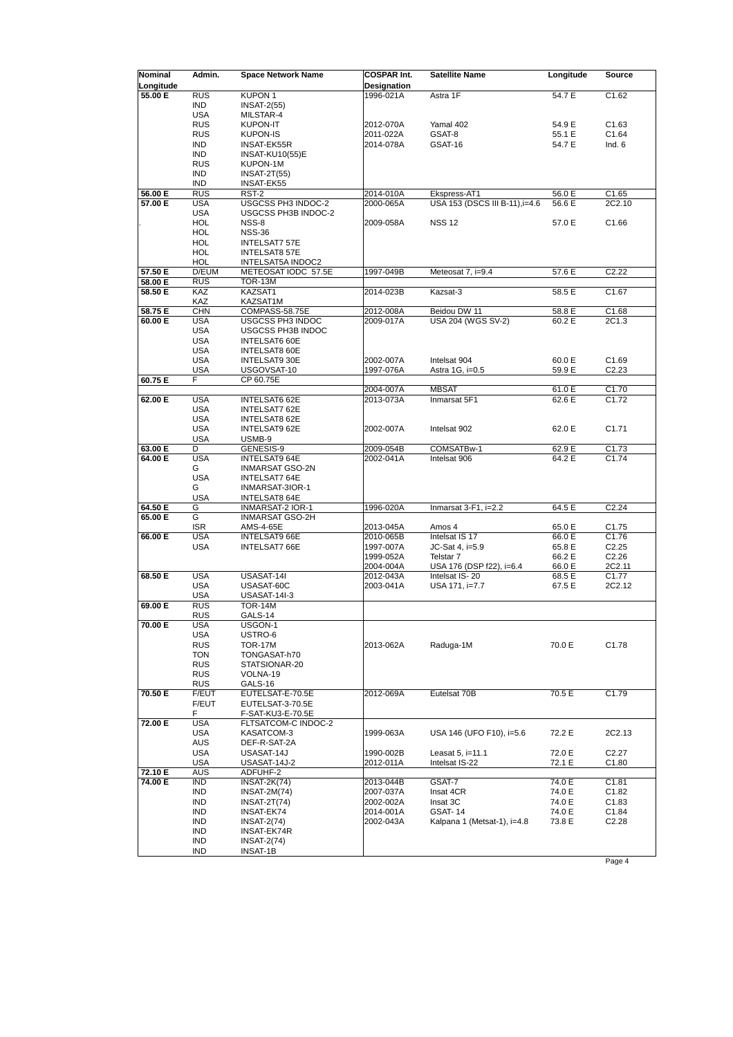| Nominal Longitude | Admin. | Space Network Name | COSPAR Int. Designation | Satellite Name | Longitude | Source |
|---|---|---|---|---|---|---|
| 55.00 E | RUS | KUPON 1 | 1996-021A | Astra 1F | 54.7 E | C1.62 |
| | IND | INSAT-2(55) | | | | |
| | USA | MILSTAR-4 | | | | |
| | RUS | KUPON-IT | 2012-070A | Yamal 402 | 54.9 E | C1.63 |
| | RUS | KUPON-IS | 2011-022A | GSAT-8 | 55.1 E | C1.64 |
| | IND | INSAT-EK55R | 2014-078A | GSAT-16 | 54.7 E | Ind. 6 |
| | IND | INSAT-KU10(55)E | | | | |
| | RUS | KUPON-1M | | | | |
| | IND | INSAT-2T(55) | | | | |
| | IND | INSAT-EK55 | | | | |
| 56.00 E | RUS | RST-2 | 2014-010A | Ekspress-AT1 | 56.0 E | C1.65 |
| 57.00 E | USA | USGCSS PH3 INDOC-2 | 2000-065A | USA 153 (DSCS III B-11),i=4.6 | 56.6 E | 2C2.10 |
| | USA | USGCSS PH3B INDOC-2 | | | | |
| . | HOL | NSS-8 | 2009-058A | NSS 12 | 57.0 E | C1.66 |
| | HOL | NSS-36 | | | | |
| | HOL | INTELSAT7 57E | | | | |
| | HOL | INTELSAT8 57E | | | | |
| | HOL | INTELSAT5A INDOC2 | | | | |
| 57.50 E | D/EUM | METEOSAT IODC 57.5E | 1997-049B | Meteosat 7, i=9.4 | 57.6 E | C2.22 |
| 58.00 E | RUS | TOR-13M | | | | |
| 58.50 E | KAZ | KAZSAT1 | 2014-023B | Kazsat-3 | 58.5 E | C1.67 |
| | KAZ | KAZSAT1M | | | | |
| 58.75 E | CHN | COMPASS-58.75E | 2012-008A | Beidou DW 11 | 58.8 E | C1.68 |
| 60.00 E | USA | USGCSS PH3 INDOC | 2009-017A | USA 204 (WGS SV-2) | 60.2 E | 2C1.3 |
| | USA | USGCSS PH3B INDOC | | | | |
| | USA | INTELSAT6 60E | | | | |
| | USA | INTELSAT8 60E | | | | |
| | USA | INTELSAT9 30E | 2002-007A | Intelsat 904 | 60.0 E | C1.69 |
| | USA | USGOVSAT-10 | 1997-076A | Astra 1G, i=0.5 | 59.9 E | C2.23 |
| 60.75 E | F | CP 60.75E | | | | |
| | | | 2004-007A | MBSAT | 61.0 E | C1.70 |
| 62.00 E | USA | INTELSAT6 62E | 2013-073A | Inmarsat 5F1 | 62.6 E | C1.72 |
| | USA | INTELSAT7 62E | | | | |
| | USA | INTELSAT8 62E | | | | |
| | USA | INTELSAT9 62E | 2002-007A | Intelsat 902 | 62.0 E | C1.71 |
| | USA | USMB-9 | | | | |
| 63.00 E | D | GENESIS-9 | 2009-054B | COMSATBw-1 | 62.9 E | C1.73 |
| 64.00 E | USA | INTELSAT9 64E | 2002-041A | Intelsat 906 | 64.2 E | C1.74 |
| | G | INMARSAT GSO-2N | | | | |
| | USA | INTELSAT7 64E | | | | |
| | G | INMARSAT-3IOR-1 | | | | |
| | USA | INTELSAT8 64E | | | | |
| 64.50 E | G | INMARSAT-2 IOR-1 | 1996-020A | Inmarsat 3-F1, i=2.2 | 64.5 E | C2.24 |
| 65.00 E | G | INMARSAT GSO-2H | | | | |
| | ISR | AMS-4-65E | 2013-045A | Amos 4 | 65.0 E | C1.75 |
| 66.00 E | USA | INTELSAT9 66E | 2010-065B | Intelsat IS 17 | 66.0 E | C1.76 |
| | USA | INTELSAT7 66E | 1997-007A | JC-Sat 4, i=5.9 | 65.8 E | C2.25 |
| | | | 1999-052A | Telstar 7 | 66.2 E | C2.26 |
| | | | 2004-004A | USA 176 (DSP f22), i=6.4 | 66.0 E | 2C2.11 |
| 68.50 E | USA | USASAT-14I | 2012-043A | Intelsat IS- 20 | 68.5 E | C1.77 |
| | USA | USASAT-60C | 2003-041A | USA 171, i=7.7 | 67.5 E | 2C2.12 |
| | USA | USASAT-14I-3 | | | | |
| 69.00 E | RUS | TOR-14M | | | | |
| | RUS | GALS-14 | | | | |
| 70.00 E | USA | USGON-1 | | | | |
| | USA | USTRO-6 | | | | |
| | RUS | TOR-17M | 2013-062A | Raduga-1M | 70.0 E | C1.78 |
| | TON | TONGASAT-h70 | | | | |
| | RUS | STATSIONAR-20 | | | | |
| | RUS | VOLNA-19 | | | | |
| | RUS | GALS-16 | | | | |
| 70.50 E | F/EUT | EUTELSAT-E-70.5E | 2012-069A | Eutelsat 70B | 70.5 E | C1.79 |
| | F/EUT | EUTELSAT-3-70.5E | | | | |
| | F | F-SAT-KU3-E-70.5E | | | | |
| 72.00 E | USA | FLTSATCOM-C INDOC-2 | | | | |
| | USA | KASATCOM-3 | 1999-063A | USA 146 (UFO F10), i=5.6 | 72.2 E | 2C2.13 |
| | AUS | DEF-R-SAT-2A | | | | |
| | USA | USASAT-14J | 1990-002B | Leasat 5, i=11.1 | 72.0 E | C2.27 |
| | USA | USASAT-14J-2 | 2012-011A | Intelsat IS-22 | 72.1 E | C1.80 |
| 72.10 E | AUS | ADFUHF-2 | | | | |
| 74.00 E | IND | INSAT-2K(74) | 2013-044B | GSAT-7 | 74.0 E | C1.81 |
| | IND | INSAT-2M(74) | 2007-037A | Insat 4CR | 74.0 E | C1.82 |
| | IND | INSAT-2T(74) | 2002-002A | Insat 3C | 74.0 E | C1.83 |
| | IND | INSAT-EK74 | 2014-001A | GSAT- 14 | 74.0 E | C1.84 |
| | IND | INSAT-2(74) | 2002-043A | Kalpana 1 (Metsat-1), i=4.8 | 73.8 E | C2.28 |
| | IND | INSAT-EK74R | | | | |
| | IND | INSAT-2(74) | | | | |
| | IND | INSAT-1B | | | | |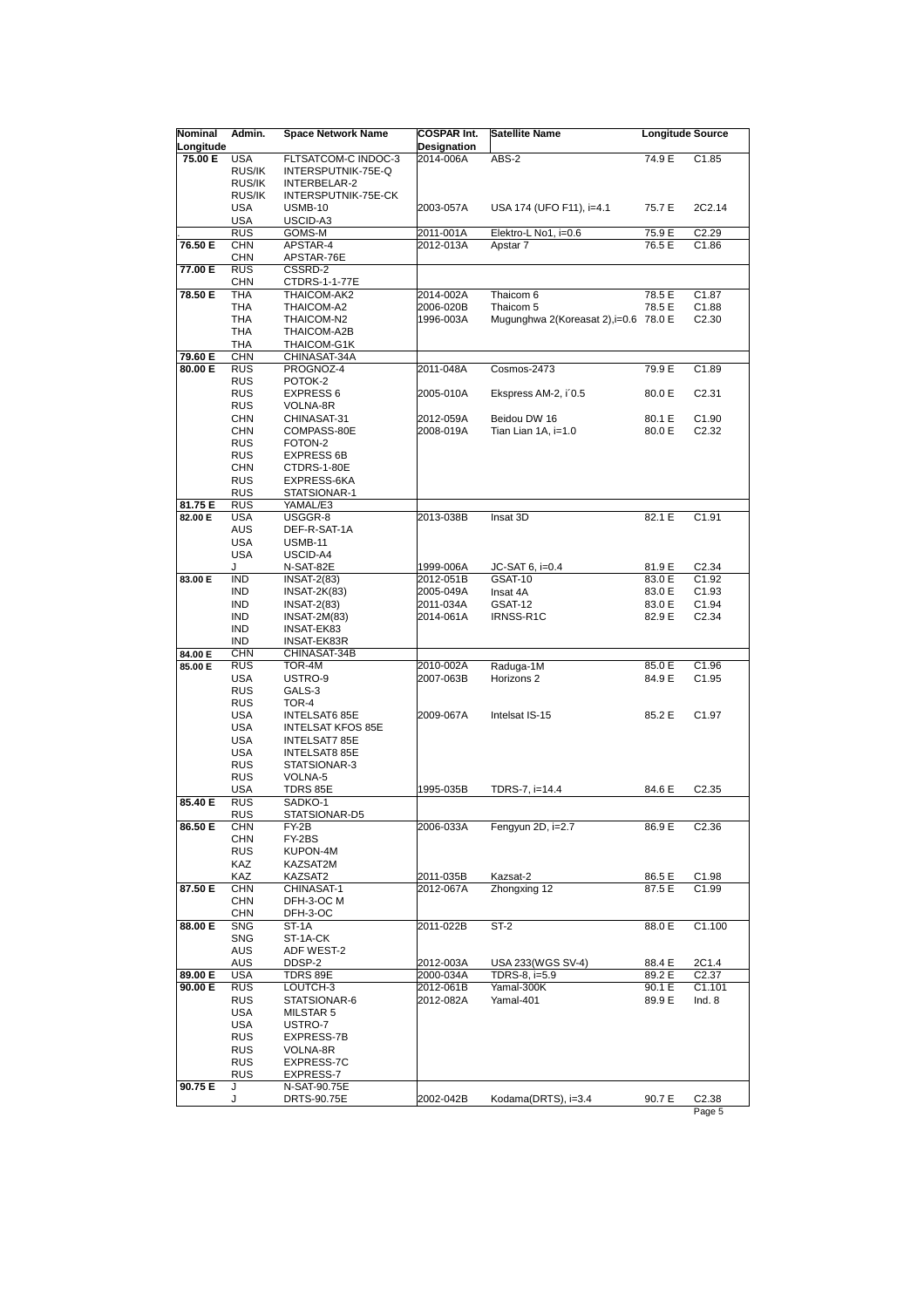| Nominal Longitude | Admin. | Space Network Name | COSPAR Int. Designation | Satellite Name | Longitude | Source |
|---|---|---|---|---|---|---|
| **75.00 E** | USA | FLTSATCOM-C INDOC-3 | 2014-006A | ABS-2 | 74.9 E | C1.85 |
| | RUS/IK | INTERSPUTNIK-75E-Q | | | | |
| | RUS/IK | INTERBELAR-2 | | | | |
| | RUS/IK | INTERSPUTNIK-75E-CK | | | | |
| | USA | USMB-10 | 2003-057A | USA 174 (UFO F11), i=4.1 | 75.7 E | 2C2.14 |
| | USA | USCID-A3 | | | | |
| . | RUS | GOMS-M | 2011-001A | Elektro-L No1, i=0.6 | 75.9 E | C2.29 |
| **76.50 E** | CHN | APSTAR-4 | 2012-013A | Apstar 7 | 76.5 E | C1.86 |
| | CHN | APSTAR-76E | | | | |
| **77.00 E** | RUS | CSSRD-2 | | | | |
| | CHN | CTDRS-1-1-77E | | | | |
| **78.50 E** | THA | THAICOM-AK2 | 2014-002A | Thaicom 6 | 78.5 E | C1.87 |
| | THA | THAICOM-A2 | 2006-020B | Thaicom 5 | 78.5 E | C1.88 |
| | THA | THAICOM-N2 | 1996-003A | Mugunghwa 2(Koreasat 2),i=0.6 | 78.0 E | C2.30 |
| | THA | THAICOM-A2B | | | | |
| | THA | THAICOM-G1K | | | | |
| **79.60 E** | CHN | CHINASAT-34A | | | | |
| **80.00 E** | RUS | PROGNOZ-4 | 2011-048A | Cosmos-2473 | 79.9 E | C1.89 |
| | RUS | POTOK-2 | | | | |
| | RUS | EXPRESS 6 | 2005-010A | Ekspress AM-2, i´0.5 | 80.0 E | C2.31 |
| | RUS | VOLNA-8R | | | | |
| | CHN | CHINASAT-31 | 2012-059A | Beidou DW 16 | 80.1 E | C1.90 |
| | CHN | COMPASS-80E | 2008-019A | Tian Lian 1A, i=1.0 | 80.0 E | C2.32 |
| | RUS | FOTON-2 | | | | |
| | RUS | EXPRESS 6B | | | | |
| | CHN | CTDRS-1-80E | | | | |
| | RUS | EXPRESS-6KA | | | | |
| | RUS | STATSIONAR-1 | | | | |
| **81.75 E** | RUS | YAMAL/E3 | | | | |
| **82.00 E** | USA | USGGR-8 | 2013-038B | Insat 3D | 82.1 E | C1.91 |
| | AUS | DEF-R-SAT-1A | | | | |
| | USA | USMB-11 | | | | |
| | USA | USCID-A4 | | | | |
| | J | N-SAT-82E | 1999-006A | JC-SAT 6, i=0.4 | 81.9 E | C2.34 |
| **83.00 E** | IND | INSAT-2(83) | 2012-051B | GSAT-10 | 83.0 E | C1.92 |
| | IND | INSAT-2K(83) | 2005-049A | Insat 4A | 83.0 E | C1.93 |
| | IND | INSAT-2(83) | 2011-034A | GSAT-12 | 83.0 E | C1.94 |
| | IND | INSAT-2M(83) | 2014-061A | IRNSS-R1C | 82.9 E | C2.34 |
| | IND | INSAT-EK83 | | | | |
| | IND | INSAT-EK83R | | | | |
| **84.00 E** | CHN | CHINASAT-34B | | | | |
| **85.00 E** | RUS | TOR-4M | 2010-002A | Raduga-1M | 85.0 E | C1.96 |
| | USA | USTRO-9 | 2007-063B | Horizons 2 | 84.9 E | C1.95 |
| | RUS | GALS-3 | | | | |
| | RUS | TOR-4 | | | | |
| | USA | INTELSAT6 85E | 2009-067A | Intelsat IS-15 | 85.2 E | C1.97 |
| | USA | INTELSAT KFOS 85E | | | | |
| | USA | INTELSAT7 85E | | | | |
| | USA | INTELSAT8 85E | | | | |
| | RUS | STATSIONAR-3 | | | | |
| | RUS | VOLNA-5 | | | | |
| | USA | TDRS 85E | 1995-035B | TDRS-7, i=14.4 | 84.6 E | C2.35 |
| **85.40 E** | RUS | SADKO-1 | | | | |
| | RUS | STATSIONAR-D5 | | | | |
| **86.50 E** | CHN | FY-2B | 2006-033A | Fengyun 2D, i=2.7 | 86.9 E | C2.36 |
| | CHN | FY-2BS | | | | |
| | RUS | KUPON-4M | | | | |
| | KAZ | KAZSAT2M | | | | |
| | KAZ | KAZSAT2 | 2011-035B | Kazsat-2 | 86.5 E | C1.98 |
| **87.50 E** | CHN | CHINASAT-1 | 2012-067A | Zhongxing 12 | 87.5 E | C1.99 |
| | CHN | DFH-3-OC M | | | | |
| | CHN | DFH-3-OC | | | | |
| **88.00 E** | SNG | ST-1A | 2011-022B | ST-2 | 88.0 E | C1.100 |
| | SNG | ST-1A-CK | | | | |
| | AUS | ADF WEST-2 | | | | |
| | AUS | DDSP-2 | 2012-003A | USA 233(WGS SV-4) | 88.4 E | 2C1.4 |
| **89.00 E** | USA | TDRS 89E | 2000-034A | TDRS-8, i=5.9 | 89.2 E | C2.37 |
| **90.00 E** | RUS | LOUTCH-3 | 2012-061B | Yamal-300K | 90.1 E | C1.101 |
| | RUS | STATSIONAR-6 | 2012-082A | Yamal-401 | 89.9 E | Ind. 8 |
| | USA | MILSTAR 5 | | | | |
| | USA | USTRO-7 | | | | |
| | RUS | EXPRESS-7B | | | | |
| | RUS | VOLNA-8R | | | | |
| | RUS | EXPRESS-7C | | | | |
| | RUS | EXPRESS-7 | | | | |
| **90.75 E** | J | N-SAT-90.75E | | | | |
| | J | DRTS-90.75E | 2002-042B | Kodama(DRTS), i=3.4 | 90.7 E | C2.38 |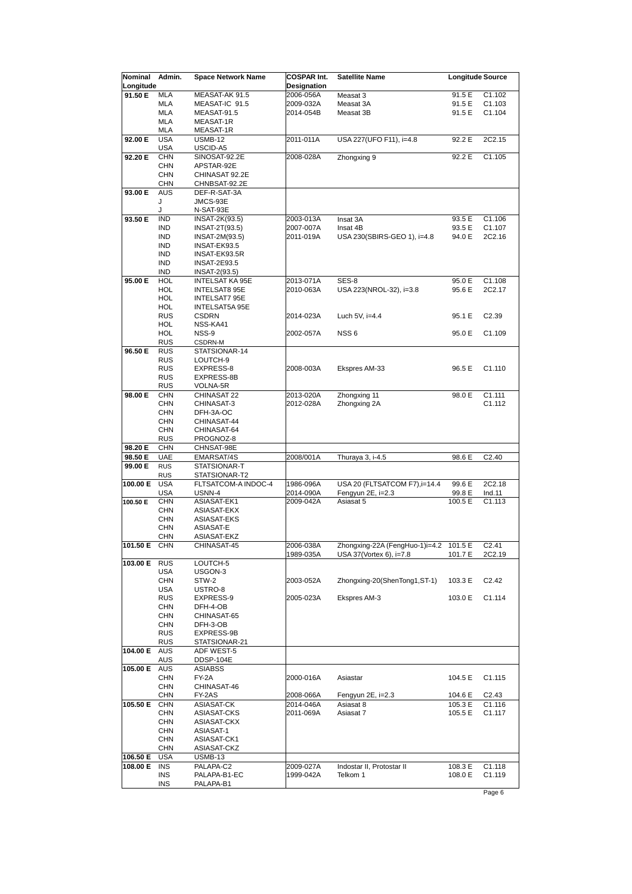| Nominal Longitude | Admin. | Space Network Name | COSPAR Int. Designation | Satellite Name | Longitude | Source |
|---|---|---|---|---|---|---|
| 91.50 E | MLA | MEASAT-AK 91.5 | 2006-056A | Measat 3 | 91.5 E | C1.102 |
| | MLA | MEASAT-IC 91.5 | 2009-032A | Measat 3A | 91.5 E | C1.103 |
| | MLA | MEASAT-91.5 | 2014-054B | Measat 3B | 91.5 E | C1.104 |
| | MLA | MEASAT-1R | | | | |
| | MLA | MEASAT-1R | | | | |
| 92.00 E | USA | USMB-12 | 2011-011A | USA 227(UFO F11), i=4.8 | 92.2 E | 2C2.15 |
| | USA | USCID-A5 | | | | |
| 92.20 E | CHN | SINOSAT-92.2E | 2008-028A | Zhongxing 9 | 92.2 E | C1.105 |
| | CHN | APSTAR-92E | | | | |
| | CHN | CHINASAT 92.2E | | | | |
| | CHN | CHNBSAT-92.2E | | | | |
| 93.00 E | AUS | DEF-R-SAT-3A | | | | |
| | J | JMCS-93E | | | | |
| | J | N-SAT-93E | | | | |
| 93.50 E | IND | INSAT-2K(93.5) | 2003-013A | Insat 3A | 93.5 E | C1.106 |
| | IND | INSAT-2T(93.5) | 2007-007A | Insat 4B | 93.5 E | C1.107 |
| | IND | INSAT-2M(93.5) | 2011-019A | USA 230(SBIRS-GEO 1), i=4.8 | 94.0 E | 2C2.16 |
| | IND | INSAT-EK93.5 | | | | |
| | IND | INSAT-EK93.5R | | | | |
| | IND | INSAT-2E93.5 | | | | |
| | IND | INSAT-2(93.5) | | | | |
| 95.00 E | HOL | INTELSAT KA 95E | 2013-071A | SES-8 | 95.0 E | C1.108 |
| | HOL | INTELSAT8 95E | 2010-063A | USA 223(NROL-32), i=3.8 | 95.6 E | 2C2.17 |
| | HOL | INTELSAT7 95E | | | | |
| | HOL | INTELSAT5A 95E | | | | |
| | RUS | CSDRN | 2014-023A | Luch 5V, i=4.4 | 95.1 E | C2.39 |
| | HOL | NSS-KA41 | | | | |
| | HOL | NSS-9 | 2002-057A | NSS 6 | 95.0 E | C1.109 |
| | RUS | CSDRN-M | | | | |
| 96.50 E | RUS | STATSIONAR-14 | | | | |
| | RUS | LOUTCH-9 | | | | |
| | RUS | EXPRESS-8 | 2008-003A | Ekspres AM-33 | 96.5 E | C1.110 |
| | RUS | EXPRESS-8B | | | | |
| | RUS | VOLNA-5R | | | | |
| 98.00 E | CHN | CHINASAT 22 | 2013-020A | Zhongxing 11 | 98.0 E | C1.111 |
| | CHN | CHINASAT-3 | 2012-028A | Zhongxing 2A | | C1.112 |
| | CHN | DFH-3A-OC | | | | |
| | CHN | CHINASAT-44 | | | | |
| | CHN | CHINASAT-64 | | | | |
| | RUS | PROGNOZ-8 | | | | |
| 98.20 E | CHN | CHNSAT-98E | | | | |
| 98.50 E | UAE | EMARSAT/4S | 2008/001A | Thuraya 3, i-4.5 | 98.6 E | C2.40 |
| 99.00 E | RUS | STATSIONAR-T | | | | |
| | RUS | STATSIONAR-T2 | | | | |
| 100.00 E | USA | FLTSATCOM-A INDOC-4 | 1986-096A | USA 20 (FLTSATCOM F7),i=14.4 | 99.6 E | 2C2.18 |
| | USA | USNN-4 | 2014-090A | Fengyun 2E, i=2.3 | 99.8 E | Ind.11 |
| 100.50 E | CHN | ASIASAT-EK1 | 2009-042A | Asiasat 5 | 100.5 E | C1.113 |
| | CHN | ASIASAT-EKX | | | | |
| | CHN | ASIASAT-EKS | | | | |
| | CHN | ASIASAT-E | | | | |
| | CHN | ASIASAT-EKZ | | | | |
| 101.50 E | CHN | CHINASAT-45 | 2006-038A | Zhongxing-22A (FengHuo-1)i=4.2 | 101.5 E | C2.41 |
| | | | 1989-035A | USA 37(Vortex 6), i=7.8 | 101.7 E | 2C2.19 |
| 103.00 E | RUS | LOUTCH-5 | | | | |
| | USA | USGON-3 | | | | |
| | CHN | STW-2 | 2003-052A | Zhongxing-20(ShenTong1,ST-1) | 103.3 E | C2.42 |
| | USA | USTRO-8 | | | | |
| | RUS | EXPRESS-9 | 2005-023A | Ekspres AM-3 | 103.0 E | C1.114 |
| | CHN | DFH-4-OB | | | | |
| | CHN | CHINASAT-65 | | | | |
| | CHN | DFH-3-OB | | | | |
| | RUS | EXPRESS-9B | | | | |
| | RUS | STATSIONAR-21 | | | | |
| 104.00 E | AUS | ADF WEST-5 | | | | |
| | AUS | DDSP-104E | | | | |
| 105.00 E | AUS | ASIABSS | | | | |
| | CHN | FY-2A | 2000-016A | Asiastar | 104.5 E | C1.115 |
| | CHN | CHINASAT-46 | | | | |
| | CHN | FY-2AS | 2008-066A | Fengyun 2E, i=2.3 | 104.6 E | C2.43 |
| 105.50 E | CHN | ASIASAT-CK | 2014-046A | Asiasat 8 | 105.3 E | C1.116 |
| | CHN | ASIASAT-CKS | 2011-069A | Asiasat 7 | 105.5 E | C1.117 |
| | CHN | ASIASAT-CKX | | | | |
| | CHN | ASIASAT-1 | | | | |
| | CHN | ASIASAT-CK1 | | | | |
| | CHN | ASIASAT-CKZ | | | | |
| 106.50 E | USA | USMB-13 | | | | |
| 108.00 E | INS | PALAPA-C2 | 2009-027A | Indostar II, Protostar II | 108.3 E | C1.118 |
| | INS | PALAPA-B1-EC | 1999-042A | Telkom 1 | 108.0 E | C1.119 |
| | INS | PALAPA-B1 | | | | |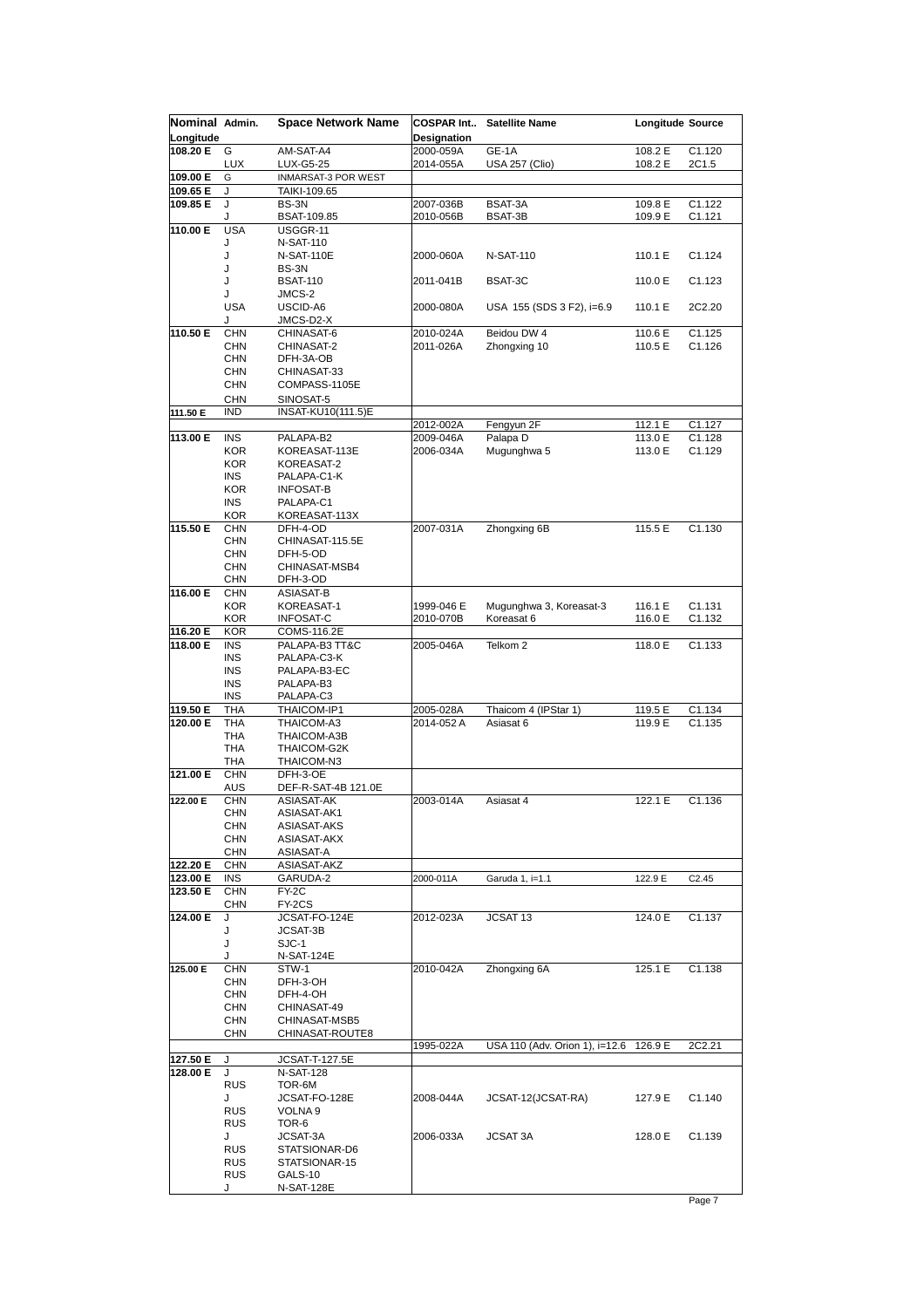| Nominal Longitude | Admin. | Space Network Name | COSPAR Int.. Designation | Satellite Name | Longitude | Source |
|---|---|---|---|---|---|---|
| 108.20 E | G | AM-SAT-A4 | 2000-059A | GE-1A | 108.2 E | C1.120 |
| | LUX | LUX-G5-25 | 2014-055A | USA 257 (Clio) | 108.2 E | 2C1.5 |
| 109.00 E | G | INMARSAT-3 POR WEST | | | | |
| 109.65 E | J | TAIKI-109.65 | | | | |
| 109.85 E | J | BS-3N | 2007-036B | BSAT-3A | 109.8 E | C1.122 |
| | J | BSAT-109.85 | 2010-056B | BSAT-3B | 109.9 E | C1.121 |
| 110.00 E | USA | USGGR-11 | | | | |
| | J | N-SAT-110 | | | | |
| | J | N-SAT-110E | 2000-060A | N-SAT-110 | 110.1 E | C1.124 |
| | J | BS-3N | | | | |
| | J | BSAT-110 | 2011-041B | BSAT-3C | 110.0 E | C1.123 |
| | J | JMCS-2 | | | | |
| | USA | USCID-A6 | 2000-080A | USA 155 (SDS 3 F2), i=6.9 | 110.1 E | 2C2.20 |
| | J | JMCS-D2-X | | | | |
| 110.50 E | CHN | CHINASAT-6 | 2010-024A | Beidou DW 4 | 110.6 E | C1.125 |
| | CHN | CHINASAT-2 | 2011-026A | Zhongxing 10 | 110.5 E | C1.126 |
| | CHN | DFH-3A-OB | | | | |
| | CHN | CHINASAT-33 | | | | |
| | CHN | COMPASS-1105E | | | | |
| | CHN | SINOSAT-5 | | | | |
| 111.50 E | IND | INSAT-KU10(111.5)E | | | | |
| | | | 2012-002A | Fengyun 2F | 112.1 E | C1.127 |
| 113.00 E | INS | PALAPA-B2 | 2009-046A | Palapa D | 113.0 E | C1.128 |
| | KOR | KOREASAT-113E | 2006-034A | Mugunghwa 5 | 113.0 E | C1.129 |
| | KOR | KOREASAT-2 | | | | |
| | INS | PALAPA-C1-K | | | | |
| | KOR | INFOSAT-B | | | | |
| | INS | PALAPA-C1 | | | | |
| | KOR | KOREASAT-113X | | | | |
| 115.50 E | CHN | DFH-4-OD | 2007-031A | Zhongxing 6B | 115.5 E | C1.130 |
| | CHN | CHINASAT-115.5E | | | | |
| | CHN | DFH-5-OD | | | | |
| | CHN | CHINASAT-MSB4 | | | | |
| | CHN | DFH-3-OD | | | | |
| 116.00 E | CHN | ASIASAT-B | | | | |
| | KOR | KOREASAT-1 | 1999-046 E | Mugunghwa 3, Koreasat-3 | 116.1 E | C1.131 |
| | KOR | INFOSAT-C | 2010-070B | Koreasat 6 | 116.0 E | C1.132 |
| 116.20 E | KOR | COMS-116.2E | | | | |
| 118.00 E | INS | PALAPA-B3 TT&C | 2005-046A | Telkom 2 | 118.0 E | C1.133 |
| | INS | PALAPA-C3-K | | | | |
| | INS | PALAPA-B3-EC | | | | |
| | INS | PALAPA-B3 | | | | |
| | INS | PALAPA-C3 | | | | |
| 119.50 E | THA | THAICOM-IP1 | 2005-028A | Thaicom 4 (IPStar 1) | 119.5 E | C1.134 |
| 120.00 E | THA | THAICOM-A3 | 2014-052 A | Asiasat 6 | 119.9 E | C1.135 |
| | THA | THAICOM-A3B | | | | |
| | THA | THAICOM-G2K | | | | |
| | THA | THAICOM-N3 | | | | |
| 121.00 E | CHN | DFH-3-OE | | | | |
| | AUS | DEF-R-SAT-4B 121.0E | | | | |
| 122.00 E | CHN | ASIASAT-AK | 2003-014A | Asiasat 4 | 122.1 E | C1.136 |
| | CHN | ASIASAT-AK1 | | | | |
| | CHN | ASIASAT-AKS | | | | |
| | CHN | ASIASAT-AKX | | | | |
| | CHN | ASIASAT-A | | | | |
| 122.20 E | CHN | ASIASAT-AKZ | | | | |
| 123.00 E | INS | GARUDA-2 | 2000-011A | Garuda 1, i=1.1 | 122.9 E | C2.45 |
| 123.50 E | CHN | FY-2C | | | | |
| | CHN | FY-2CS | | | | |
| 124.00 E | J | JCSAT-FO-124E | 2012-023A | JCSAT 13 | 124.0 E | C1.137 |
| | J | JCSAT-3B | | | | |
| | J | SJC-1 | | | | |
| | J | N-SAT-124E | | | | |
| 125.00 E | CHN | STW-1 | 2010-042A | Zhongxing 6A | 125.1 E | C1.138 |
| | CHN | DFH-3-OH | | | | |
| | CHN | DFH-4-OH | | | | |
| | CHN | CHINASAT-49 | | | | |
| | CHN | CHINASAT-MSB5 | | | | |
| | CHN | CHINASAT-ROUTE8 | | | | |
| | | | 1995-022A | USA 110 (Adv. Orion 1), i=12.6 | 126.9 E | 2C2.21 |
| 127.50 E | J | JCSAT-T-127.5E | | | | |
| 128.00 E | J | N-SAT-128 | | | | |
| | RUS | TOR-6M | | | | |
| | J | JCSAT-FO-128E | 2008-044A | JCSAT-12(JCSAT-RA) | 127.9 E | C1.140 |
| | RUS | VOLNA 9 | | | | |
| | RUS | TOR-6 | | | | |
| | J | JCSAT-3A | 2006-033A | JCSAT 3A | 128.0 E | C1.139 |
| | RUS | STATSIONAR-D6 | | | | |
| | RUS | STATSIONAR-15 | | | | |
| | RUS | GALS-10 | | | | |
| | J | N-SAT-128E | | | | |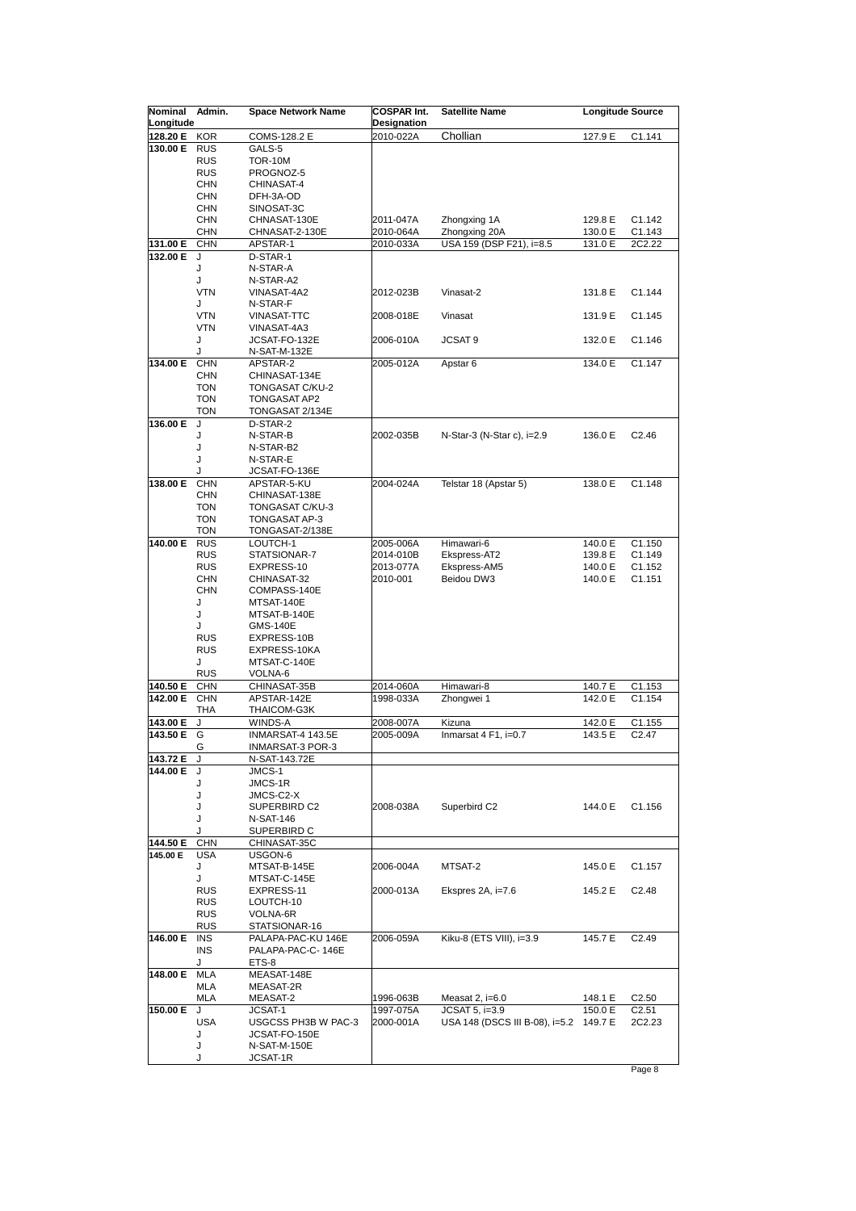| Nominal Longitude | Admin. | Space Network Name | COSPAR Int. Designation | Satellite Name | Longitude | Source |
|---|---|---|---|---|---|---|
| 128.20 E | KOR | COMS-128.2 E | 2010-022A | Chollian | 127.9 E | C1.141 |
| 130.00 E | RUS | GALS-5 | | | | |
| | RUS | TOR-10M | | | | |
| | RUS | PROGNOZ-5 | | | | |
| | CHN | CHINASAT-4 | | | | |
| | CHN | DFH-3A-OD | | | | |
| | CHN | SINOSAT-3C | | | | |
| | CHN | CHNASAT-130E | 2011-047A | Zhongxing 1A | 129.8 E | C1.142 |
| | CHN | CHNASAT-2-130E | 2010-064A | Zhongxing 20A | 130.0 E | C1.143 |
| 131.00 E | CHN | APSTAR-1 | 2010-033A | USA 159 (DSP F21), i=8.5 | 131.0 E | 2C2.22 |
| 132.00 E | J | D-STAR-1 | | | | |
| | J | N-STAR-A | | | | |
| | J | N-STAR-A2 | | | | |
| | VTN | VINASAT-4A2 | 2012-023B | Vinasat-2 | 131.8 E | C1.144 |
| | J | N-STAR-F | | | | |
| | VTN | VINASAT-TTC | 2008-018E | Vinasat | 131.9 E | C1.145 |
| | VTN | VINASAT-4A3 | | | | |
| | J | JCSAT-FO-132E | 2006-010A | JCSAT 9 | 132.0 E | C1.146 |
| | J | N-SAT-M-132E | | | | |
| 134.00 E | CHN | APSTAR-2 | 2005-012A | Apstar 6 | 134.0 E | C1.147 |
| | CHN | CHINASAT-134E | | | | |
| | TON | TONGASAT C/KU-2 | | | | |
| | TON | TONGASAT AP2 | | | | |
| | TON | TONGASAT 2/134E | | | | |
| 136.00 E | J | D-STAR-2 | | | | |
| | J | N-STAR-B | 2002-035B | N-Star-3 (N-Star c), i=2.9 | 136.0 E | C2.46 |
| | J | N-STAR-B2 | | | | |
| | J | N-STAR-E | | | | |
| | J | JCSAT-FO-136E | | | | |
| 138.00 E | CHN | APSTAR-5-KU | 2004-024A | Telstar 18 (Apstar 5) | 138.0 E | C1.148 |
| | CHN | CHINASAT-138E | | | | |
| | TON | TONGASAT C/KU-3 | | | | |
| | TON | TONGASAT AP-3 | | | | |
| | TON | TONGASAT-2/138E | | | | |
| 140.00 E | RUS | LOUTCH-1 | 2005-006A | Himawari-6 | 140.0 E | C1.150 |
| | RUS | STATSIONAR-7 | 2014-010B | Ekspress-AT2 | 139.8 E | C1.149 |
| | RUS | EXPRESS-10 | 2013-077A | Ekspress-AM5 | 140.0 E | C1.152 |
| | CHN | CHINASAT-32 | 2010-001 | Beidou DW3 | 140.0 E | C1.151 |
| | CHN | COMPASS-140E | | | | |
| | J | MTSAT-140E | | | | |
| | J | MTSAT-B-140E | | | | |
| | J | GMS-140E | | | | |
| | RUS | EXPRESS-10B | | | | |
| | RUS | EXPRESS-10KA | | | | |
| | J | MTSAT-C-140E | | | | |
| | RUS | VOLNA-6 | | | | |
| 140.50 E | CHN | CHINASAT-35B | 2014-060A | Himawari-8 | 140.7 E | C1.153 |
| 142.00 E | CHN | APSTAR-142E | 1998-033A | Zhongwei 1 | 142.0 E | C1.154 |
| | THA | THAICOM-G3K | | | | |
| 143.00 E | J | WINDS-A | 2008-007A | Kizuna | 142.0 E | C1.155 |
| 143.50 E | G | INMARSAT-4 143.5E | 2005-009A | Inmarsat 4 F1, i=0.7 | 143.5 E | C2.47 |
| | G | INMARSAT-3 POR-3 | | | | |
| 143.72 E | J | N-SAT-143.72E | | | | |
| 144.00 E | J | JMCS-1 | | | | |
| | J | JMCS-1R | | | | |
| | J | JMCS-C2-X | | | | |
| | J | SUPERBIRD C2 | 2008-038A | Superbird C2 | 144.0 E | C1.156 |
| | J | N-SAT-146 | | | | |
| | J | SUPERBIRD C | | | | |
| 144.50 E | CHN | CHINASAT-35C | | | | |
| 145.00 E | USA | USGON-6 | | | | |
| | J | MTSAT-B-145E | 2006-004A | MTSAT-2 | 145.0 E | C1.157 |
| | J | MTSAT-C-145E | | | | |
| | RUS | EXPRESS-11 | 2000-013A | Ekspres 2A, i=7.6 | 145.2 E | C2.48 |
| | RUS | LOUTCH-10 | | | | |
| | RUS | VOLNA-6R | | | | |
| | RUS | STATSIONAR-16 | | | | |
| 146.00 E | INS | PALAPA-PAC-KU 146E | 2006-059A | Kiku-8 (ETS VIII), i=3.9 | 145.7 E | C2.49 |
| | INS | PALAPA-PAC-C- 146E | | | | |
| | J | ETS-8 | | | | |
| 148.00 E | MLA | MEASAT-148E | | | | |
| | MLA | MEASAT-2R | | | | |
| | MLA | MEASAT-2 | 1996-063B | Measat 2, i=6.0 | 148.1 E | C2.50 |
| 150.00 E | J | JCSAT-1 | 1997-075A | JCSAT 5, i=3.9 | 150.0 E | C2.51 |
| | USA | USGCSS PH3B W PAC-3 | 2000-001A | USA 148 (DSCS III B-08), i=5.2 | 149.7 E | 2C2.23 |
| | J | JCSAT-FO-150E | | | | |
| | J | N-SAT-M-150E | | | | |
| | J | JCSAT-1R | | | | |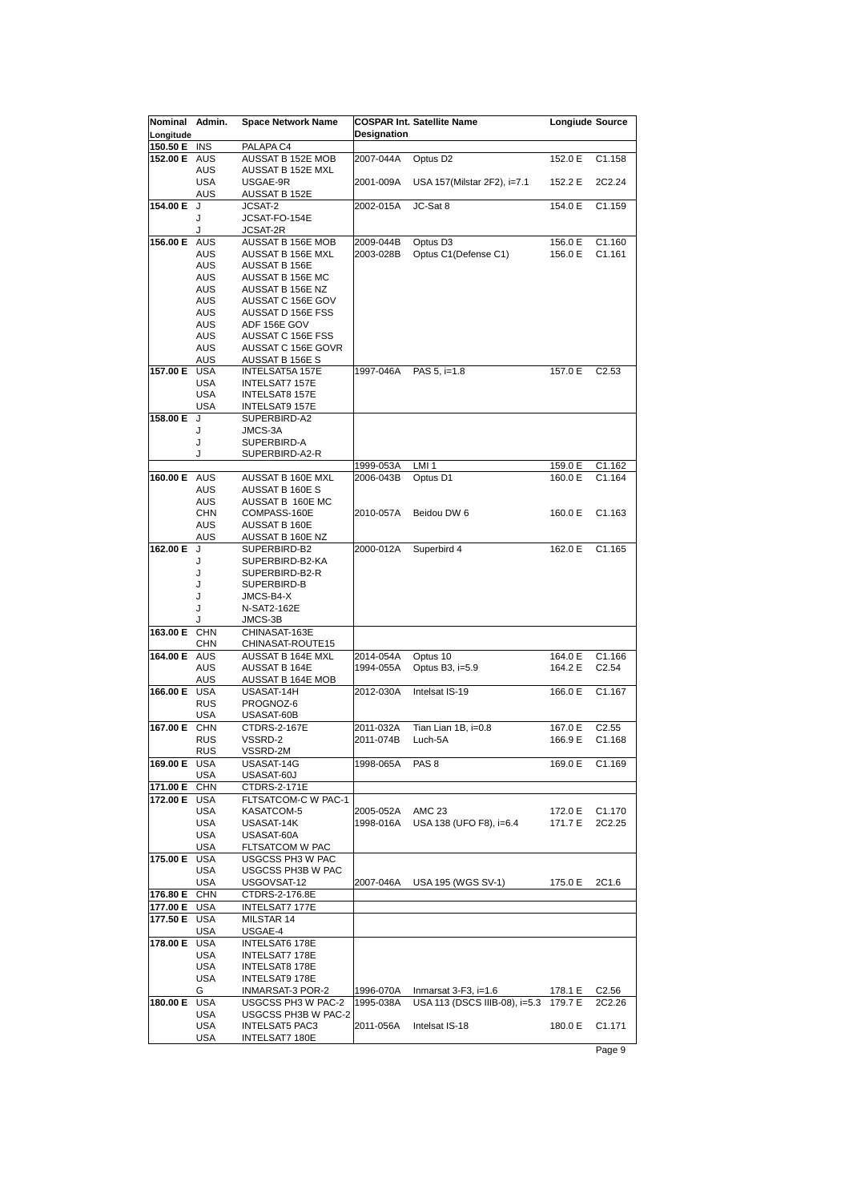| Nominal Longitude | Admin. | Space Network Name | COSPAR Int. Designation | Satellite Name | Longiude | Source |
|---|---|---|---|---|---|---|
| 150.50 E | INS | PALAPA C4 | | | | |
| 152.00 E | AUS | AUSSAT B 152E MOB | 2007-044A | Optus D2 | 152.0 E | C1.158 |
| | AUS | AUSSAT B 152E MXL | | | | |
| | USA | USGAE-9R | 2001-009A | USA 157(Milstar 2F2), i=7.1 | 152.2 E | 2C2.24 |
| | AUS | AUSSAT B 152E | | | | |
| 154.00 E | J | JCSAT-2 | 2002-015A | JC-Sat 8 | 154.0 E | C1.159 |
| | J | JCSAT-FO-154E | | | | |
| | J | JCSAT-2R | | | | |
| 156.00 E | AUS | AUSSAT B 156E MOB | 2009-044B | Optus D3 | 156.0 E | C1.160 |
| | AUS | AUSSAT B 156E MXL | 2003-028B | Optus C1(Defense C1) | 156.0 E | C1.161 |
| | AUS | AUSSAT B 156E | | | | |
| | AUS | AUSSAT B 156E MC | | | | |
| | AUS | AUSSAT B 156E NZ | | | | |
| | AUS | AUSSAT C 156E GOV | | | | |
| | AUS | AUSSAT D 156E FSS | | | | |
| | AUS | ADF 156E GOV | | | | |
| | AUS | AUSSAT C 156E FSS | | | | |
| | AUS | AUSSAT C 156E GOVR | | | | |
| | AUS | AUSSAT B 156E S | | | | |
| 157.00 E | USA | INTELSAT5A 157E | 1997-046A | PAS 5, i=1.8 | 157.0 E | C2.53 |
| | USA | INTELSAT7 157E | | | | |
| | USA | INTELSAT8 157E | | | | |
| | USA | INTELSAT9 157E | | | | |
| 158.00 E | J | SUPERBIRD-A2 | | | | |
| | J | JMCS-3A | | | | |
| | J | SUPERBIRD-A | | | | |
| | J | SUPERBIRD-A2-R | | | | |
| | | | 1999-053A | LMI 1 | 159.0 E | C1.162 |
| 160.00 E | AUS | AUSSAT B 160E MXL | 2006-043B | Optus D1 | 160.0 E | C1.164 |
| | AUS | AUSSAT B 160E S | | | | |
| | AUS | AUSSAT B 160E MC | | | | |
| | CHN | COMPASS-160E | 2010-057A | Beidou DW 6 | 160.0 E | C1.163 |
| | AUS | AUSSAT B 160E | | | | |
| | AUS | AUSSAT B 160E NZ | | | | |
| 162.00 E | J | SUPERBIRD-B2 | 2000-012A | Superbird 4 | 162.0 E | C1.165 |
| | J | SUPERBIRD-B2-KA | | | | |
| | J | SUPERBIRD-B2-R | | | | |
| | J | SUPERBIRD-B | | | | |
| | J | JMCS-B4-X | | | | |
| | J | N-SAT2-162E | | | | |
| | J | JMCS-3B | | | | |
| 163.00 E | CHN | CHINASAT-163E | | | | |
| | CHN | CHINASAT-ROUTE15 | | | | |
| 164.00 E | AUS | AUSSAT B 164E MXL | 2014-054A | Optus 10 | 164.0 E | C1.166 |
| | AUS | AUSSAT B 164E | 1994-055A | Optus B3, i=5.9 | 164.2 E | C2.54 |
| | AUS | AUSSAT B 164E MOB | | | | |
| 166.00 E | USA | USASAT-14H | 2012-030A | Intelsat IS-19 | 166.0 E | C1.167 |
| | RUS | PROGNOZ-6 | | | | |
| | USA | USASAT-60B | | | | |
| 167.00 E | CHN | CTDRS-2-167E | 2011-032A | Tian Lian 1B, i=0.8 | 167.0 E | C2.55 |
| | RUS | VSSRD-2 | 2011-074B | Luch-5A | 166.9 E | C1.168 |
| | RUS | VSSRD-2M | | | | |
| 169.00 E | USA | USASAT-14G | 1998-065A | PAS 8 | 169.0 E | C1.169 |
| | USA | USASAT-60J | | | | |
| 171.00 E | CHN | CTDRS-2-171E | | | | |
| 172.00 E | USA | FLTSATCOM-C W PAC-1 | | | | |
| | USA | KASATCOM-5 | 2005-052A | AMC 23 | 172.0 E | C1.170 |
| | USA | USASAT-14K | 1998-016A | USA 138 (UFO F8), i=6.4 | 171.7 E | 2C2.25 |
| | USA | USASAT-60A | | | | |
| | USA | FLTSATCOM W PAC | | | | |
| 175.00 E | USA | USGCSS PH3 W PAC | | | | |
| | USA | USGCSS PH3B W PAC | | | | |
| | USA | USGOVSAT-12 | 2007-046A | USA 195 (WGS SV-1) | 175.0 E | 2C1.6 |
| 176.80 E | CHN | CTDRS-2-176.8E | | | | |
| 177.00 E | USA | INTELSAT7 177E | | | | |
| 177.50 E | USA | MILSTAR 14 | | | | |
| | USA | USGAE-4 | | | | |
| 178.00 E | USA | INTELSAT6 178E | | | | |
| | USA | INTELSAT7 178E | | | | |
| | USA | INTELSAT8 178E | | | | |
| | USA | INTELSAT9 178E | | | | |
| | G | INMARSAT-3 POR-2 | 1996-070A | Inmarsat 3-F3, i=1.6 | 178.1 E | C2.56 |
| 180.00 E | USA | USGCSS PH3 W PAC-2 | 1995-038A | USA 113 (DSCS IIIB-08), i=5.3 | 179.7 E | 2C2.26 |
| | USA | USGCSS PH3B W PAC-2 | | | | |
| | USA | INTELSAT5 PAC3 | 2011-056A | Intelsat IS-18 | 180.0 E | C1.171 |
| | USA | INTELSAT7 180E | | | | |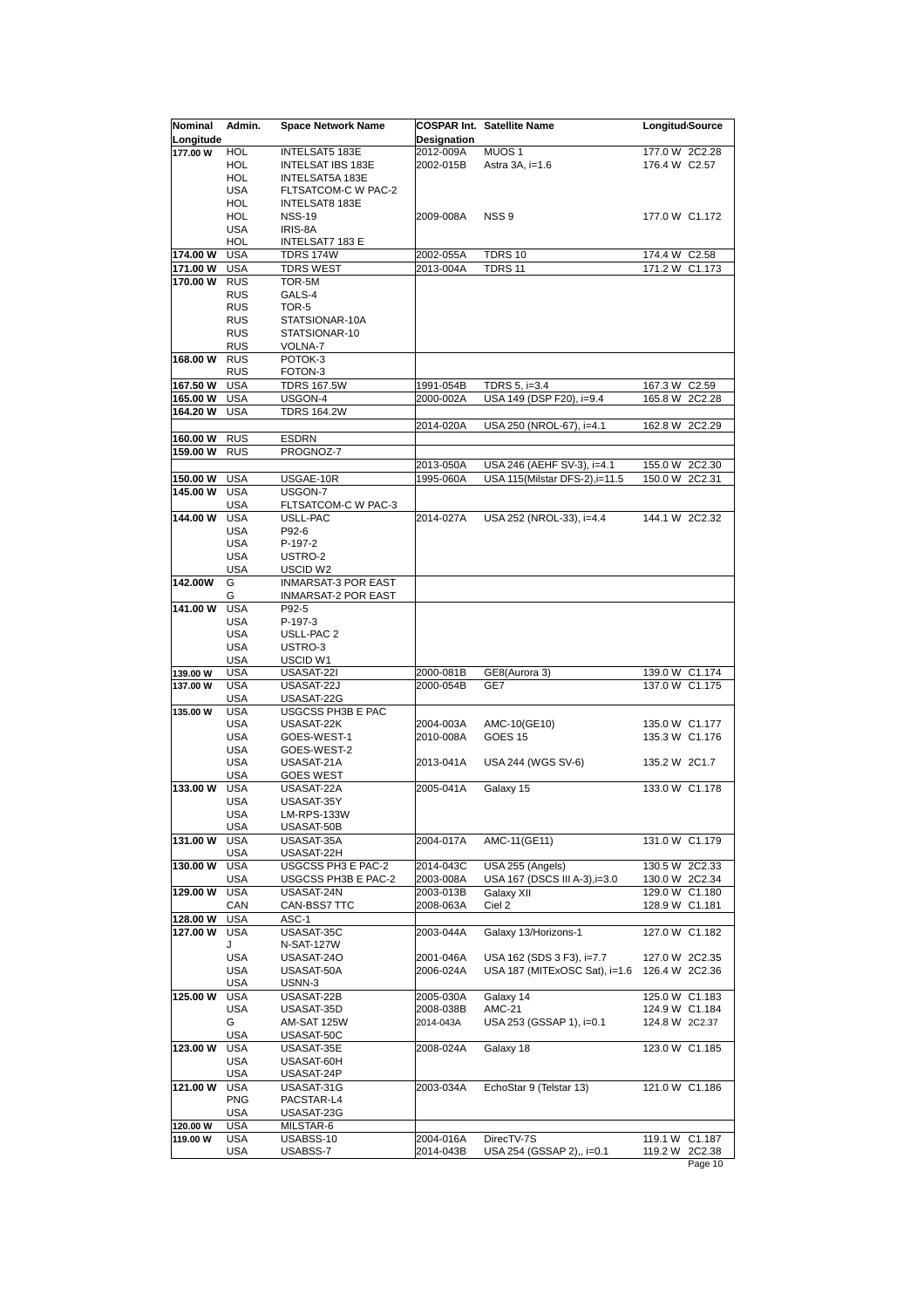| Nominal Longitude | Admin. | Space Network Name | COSPAR Int. Designation | Satellite Name | Longitude | Source |
|---|---|---|---|---|---|---|
| 177.00 W | HOL | INTELSAT5 183E | 2012-009A | MUOS 1 | 177.0 W | 2C2.28 |
| | HOL | INTELSAT IBS 183E | 2002-015B | Astra 3A, i=1.6 | 176.4 W | C2.57 |
| | HOL | INTELSAT5A 183E | | | | |
| | USA | FLTSATCOM-C W PAC-2 | | | | |
| | HOL | INTELSAT8 183E | | | | |
| | HOL | NSS-19 | 2009-008A | NSS 9 | 177.0 W | C1.172 |
| | USA | IRIS-8A | | | | |
| | HOL | INTELSAT7 183 E | | | | |
| 174.00 W | USA | TDRS 174W | 2002-055A | TDRS 10 | 174.4 W | C2.58 |
| 171.00 W | USA | TDRS WEST | 2013-004A | TDRS 11 | 171.2 W | C1.173 |
| 170.00 W | RUS | TOR-5M | | | | |
| | RUS | GALS-4 | | | | |
| | RUS | TOR-5 | | | | |
| | RUS | STATSIONAR-10A | | | | |
| | RUS | STATSIONAR-10 | | | | |
| | RUS | VOLNA-7 | | | | |
| 168.00 W | RUS | POTOK-3 | | | | |
| | RUS | FOTON-3 | | | | |
| 167.50 W | USA | TDRS 167.5W | 1991-054B | TDRS 5, i=3.4 | 167.3 W | C2.59 |
| 165.00 W | USA | USGON-4 | 2000-002A | USA 149 (DSP F20), i=9.4 | 165.8 W | 2C2.28 |
| 164.20 W | USA | TDRS 164.2W | | | | |
| | | | 2014-020A | USA 250 (NROL-67), i=4.1 | 162.8 W | 2C2.29 |
| 160.00 W | RUS | ESDRN | | | | |
| 159.00 W | RUS | PROGNOZ-7 | | | | |
| | | | 2013-050A | USA 246 (AEHF SV-3), i=4.1 | 155.0 W | 2C2.30 |
| 150.00 W | USA | USGAE-10R | 1995-060A | USA 115(Milstar DFS-2),i=11.5 | 150.0 W | 2C2.31 |
| 145.00 W | USA | USGON-7 | | | | |
| | USA | FLTSATCOM-C W PAC-3 | | | | |
| 144.00 W | USA | USLL-PAC | 2014-027A | USA 252 (NROL-33), i=4.4 | 144.1 W | 2C2.32 |
| | USA | P92-6 | | | | |
| | USA | P-197-2 | | | | |
| | USA | USTRO-2 | | | | |
| | USA | USCID W2 | | | | |
| 142.00W | G | INMARSAT-3 POR EAST | | | | |
| | G | INMARSAT-2 POR EAST | | | | |
| 141.00 W | USA | P92-5 | | | | |
| | USA | P-197-3 | | | | |
| | USA | USLL-PAC 2 | | | | |
| | USA | USTRO-3 | | | | |
| | USA | USCID W1 | | | | |
| 139.00 W | USA | USASAT-22I | 2000-081B | GE8(Aurora 3) | 139.0 W | C1.174 |
| 137.00 W | USA | USASAT-22J | 2000-054B | GE7 | 137.0 W | C1.175 |
| | USA | USASAT-22G | | | | |
| 135.00 W | USA | USGCSS PH3B E PAC | | | | |
| | USA | USASAT-22K | 2004-003A | AMC-10(GE10) | 135.0 W | C1.177 |
| | USA | GOES-WEST-1 | 2010-008A | GOES 15 | 135.3 W | C1.176 |
| | USA | GOES-WEST-2 | | | | |
| | USA | USASAT-21A | 2013-041A | USA 244 (WGS SV-6) | 135.2 W | 2C1.7 |
| | USA | GOES WEST | | | | |
| 133.00 W | USA | USASAT-22A | 2005-041A | Galaxy 15 | 133.0 W | C1.178 |
| | USA | USASAT-35Y | | | | |
| | USA | LM-RPS-133W | | | | |
| | USA | USASAT-50B | | | | |
| 131.00 W | USA | USASAT-35A | 2004-017A | AMC-11(GE11) | 131.0 W | C1.179 |
| | USA | USASAT-22H | | | | |
| 130.00 W | USA | USGCSS PH3 E PAC-2 | 2014-043C | USA 255 (Angels) | 130.5 W | 2C2.33 |
| | USA | USGCSS PH3B E PAC-2 | 2003-008A | USA 167 (DSCS III A-3),i=3.0 | 130.0 W | 2C2.34 |
| 129.00 W | USA | USASAT-24N | 2003-013B | Galaxy XII | 129.0 W | C1.180 |
| | CAN | CAN-BSS7 TTC | 2008-063A | Ciel 2 | 128.9 W | C1.181 |
| 128.00 W | USA | ASC-1 | | | | |
| 127.00 W | USA | USASAT-35C | 2003-044A | Galaxy 13/Horizons-1 | 127.0 W | C1.182 |
| | J | N-SAT-127W | | | | |
| | USA | USASAT-24O | 2001-046A | USA 162 (SDS 3 F3), i=7.7 | 127.0 W | 2C2.35 |
| | USA | USASAT-50A | 2006-024A | USA 187 (MITExOSC Sat), i=1.6 | 126.4 W | 2C2.36 |
| | USA | USNN-3 | | | | |
| 125.00 W | USA | USASAT-22B | 2005-030A | Galaxy 14 | 125.0 W | C1.183 |
| | USA | USASAT-35D | 2008-038B | AMC-21 | 124.9 W | C1.184 |
| | G | AM-SAT 125W | 2014-043A | USA 253 (GSSAP 1), i=0.1 | 124.8 W | 2C2.37 |
| | USA | USASAT-50C | | | | |
| 123.00 W | USA | USASAT-35E | 2008-024A | Galaxy 18 | 123.0 W | C1.185 |
| | USA | USASAT-60H | | | | |
| | USA | USASAT-24P | | | | |
| 121.00 W | USA | USASAT-31G | 2003-034A | EchoStar 9 (Telstar 13) | 121.0 W | C1.186 |
| | PNG | PACSTAR-L4 | | | | |
| | USA | USASAT-23G | | | | |
| 120.00 W | USA | MILSTAR-6 | | | | |
| 119.00 W | USA | USABSS-10 | 2004-016A | DirecTV-7S | 119.1 W | C1.187 |
| | USA | USABSS-7 | 2014-043B | USA 254 (GSSAP 2),, i=0.1 | 119.2 W | 2C2.38 |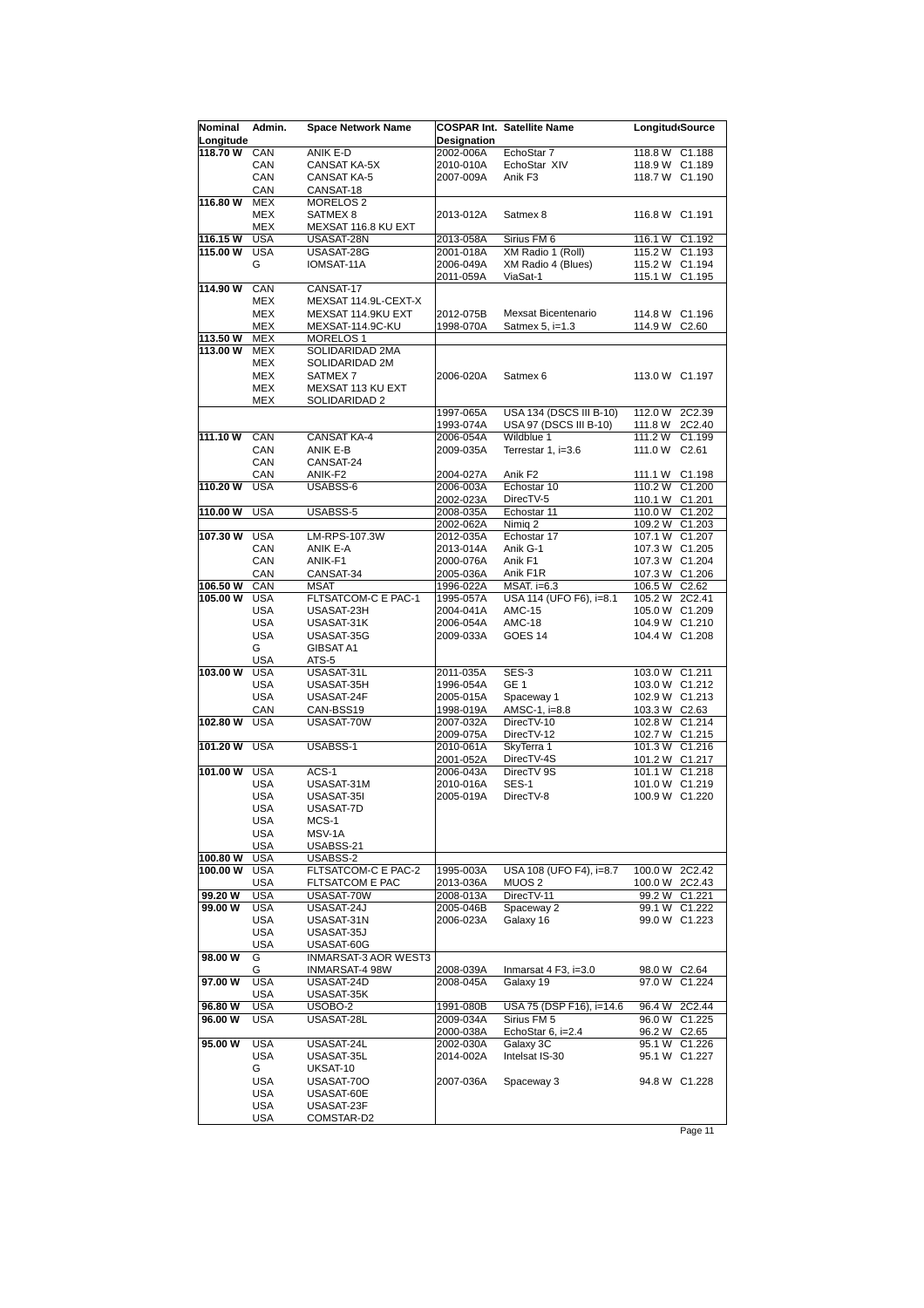| Nominal Longitude | Admin. | Space Network Name | COSPAR Int. Designation | Satellite Name | Longitude | Source |
|---|---|---|---|---|---|---|
| 118.70 W | CAN | ANIK E-D | 2002-006A | EchoStar 7 | 118.8 W | C1.188 |
| | CAN | CANSAT KA-5X | 2010-010A | EchoStar XIV | 118.9 W | C1.189 |
| | CAN | CANSAT KA-5 | 2007-009A | Anik F3 | 118.7 W | C1.190 |
| | CAN | CANSAT-18 | | | | |
| 116.80 W | MEX | MORELOS 2 | | | | |
| | MEX | SATMEX 8 | 2013-012A | Satmex 8 | 116.8 W | C1.191 |
| | MEX | MEXSAT 116.8 KU EXT | | | | |
| 116.15 W | USA | USASAT-28N | 2013-058A | Sirius FM 6 | 116.1 W | C1.192 |
| 115.00 W | USA | USASAT-28G | 2001-018A | XM Radio 1 (Roll) | 115.2 W | C1.193 |
| | G | IOMSAT-11A | 2006-049A | XM Radio 4 (Blues) | 115.2 W | C1.194 |
| | | | 2011-059A | ViaSat-1 | 115.1 W | C1.195 |
| 114.90 W | CAN | CANSAT-17 | | | | |
| | MEX | MEXSAT 114.9L-CEXT-X | | | | |
| | MEX | MEXSAT 114.9KU EXT | 2012-075B | Mexsat Bicentenario | 114.8 W | C1.196 |
| | MEX | MEXSAT-114.9C-KU | 1998-070A | Satmex 5, i=1.3 | 114.9 W | C2.60 |
| 113.50 W | MEX | MORELOS 1 | | | | |
| 113.00 W | MEX | SOLIDARIDAD 2MA | | | | |
| | MEX | SOLIDARIDAD 2M | | | | |
| | MEX | SATMEX 7 | 2006-020A | Satmex 6 | 113.0 W | C1.197 |
| | MEX | MEXSAT 113 KU EXT | | | | |
| | MEX | SOLIDARIDAD 2 | | | | |
| | | | 1997-065A | USA 134 (DSCS III B-10) | 112.0 W | 2C2.39 |
| | | | 1993-074A | USA 97 (DSCS III B-10) | 111.8 W | 2C2.40 |
| 111.10 W | CAN | CANSAT KA-4 | 2006-054A | Wildblue 1 | 111.2 W | C1.199 |
| | CAN | ANIK E-B | 2009-035A | Terrestar 1, i=3.6 | 111.0 W | C2.61 |
| | CAN | CANSAT-24 | | | | |
| | CAN | ANIK-F2 | 2004-027A | Anik F2 | 111.1 W | C1.198 |
| 110.20 W | USA | USABSS-6 | 2006-003A | Echostar 10 | 110.2 W | C1.200 |
| | | | 2002-023A | DirecTV-5 | 110.1 W | C1.201 |
| 110.00 W | USA | USABSS-5 | 2008-035A | Echostar 11 | 110.0 W | C1.202 |
| | | | 2002-062A | Nimiq 2 | 109.2 W | C1.203 |
| 107.30 W | USA | LM-RPS-107.3W | 2012-035A | Echostar 17 | 107.1 W | C1.207 |
| | CAN | ANIK E-A | 2013-014A | Anik G-1 | 107.3 W | C1.205 |
| | CAN | ANIK-F1 | 2000-076A | Anik F1 | 107.3 W | C1.204 |
| | CAN | CANSAT-34 | 2005-036A | Anik F1R | 107.3 W | C1.206 |
| 106.50 W | CAN | MSAT | 1996-022A | MSAT. i=6.3 | 106.5 W | C2.62 |
| 105.00 W | USA | FLTSATCOM-C E PAC-1 | 1995-057A | USA 114 (UFO F6), i=8.1 | 105.2 W | 2C2.41 |
| | USA | USASAT-23H | 2004-041A | AMC-15 | 105.0 W | C1.209 |
| | USA | USASAT-31K | 2006-054A | AMC-18 | 104.9 W | C1.210 |
| | USA | USASAT-35G | 2009-033A | GOES 14 | 104.4 W | C1.208 |
| | G | GIBSAT A1 | | | | |
| | USA | ATS-5 | | | | |
| 103.00 W | USA | USASAT-31L | 2011-035A | SES-3 | 103.0 W | C1.211 |
| | USA | USASAT-35H | 1996-054A | GE 1 | 103.0 W | C1.212 |
| | USA | USASAT-24F | 2005-015A | Spaceway 1 | 102.9 W | C1.213 |
| | CAN | CAN-BSS19 | 1998-019A | AMSC-1, i=8.8 | 103.3 W | C2.63 |
| 102.80 W | USA | USASAT-70W | 2007-032A | DirecTV-10 | 102.8 W | C1.214 |
| | | | 2009-075A | DirecTV-12 | 102.7 W | C1.215 |
| 101.20 W | USA | USABSS-1 | 2010-061A | SkyTerra 1 | 101.3 W | C1.216 |
| | | | 2001-052A | DirecTV-4S | 101.2 W | C1.217 |
| 101.00 W | USA | ACS-1 | 2006-043A | DirecTV 9S | 101.1 W | C1.218 |
| | USA | USASAT-31M | 2010-016A | SES-1 | 101.0 W | C1.219 |
| | USA | USASAT-35I | 2005-019A | DirecTV-8 | 100.9 W | C1.220 |
| | USA | USASAT-7D | | | | |
| | USA | MCS-1 | | | | |
| | USA | MSV-1A | | | | |
| | USA | USABSS-21 | | | | |
| 100.80 W | USA | USABSS-2 | | | | |
| 100.00 W | USA | FLTSATCOM-C E PAC-2 | 1995-003A | USA 108 (UFO F4), i=8.7 | 100.0 W | 2C2.42 |
| | USA | FLTSATCOM E PAC | 2013-036A | MUOS 2 | 100.0 W | 2C2.43 |
| 99.20 W | USA | USASAT-70W | 2008-013A | DirecTV-11 | 99.2 W | C1.221 |
| 99.00 W | USA | USASAT-24J | 2005-046B | Spaceway 2 | 99.1 W | C1.222 |
| | USA | USASAT-31N | 2006-023A | Galaxy 16 | 99.0 W | C1.223 |
| | USA | USASAT-35J | | | | |
| | USA | USASAT-60G | | | | |
| 98.00 W | G | INMARSAT-3 AOR WEST3 | | | | |
| | G | INMARSAT-4 98W | 2008-039A | Inmarsat 4 F3, i=3.0 | 98.0 W | C2.64 |
| 97.00 W | USA | USASAT-24D | 2008-045A | Galaxy 19 | 97.0 W | C1.224 |
| | USA | USASAT-35K | | | | |
| 96.80 W | USA | USOBO-2 | 1991-080B | USA 75 (DSP F16), i=14.6 | 96.4 W | 2C2.44 |
| 96.00 W | USA | USASAT-28L | 2009-034A | Sirius FM 5 | 96.0 W | C1.225 |
| | | | 2000-038A | EchoStar 6, i=2.4 | 96.2 W | C2.65 |
| 95.00 W | USA | USASAT-24L | 2002-030A | Galaxy 3C | 95.1 W | C1.226 |
| | USA | USASAT-35L | 2014-002A | Intelsat IS-30 | 95.1 W | C1.227 |
| | G | UKSAT-10 | | | | |
| | USA | USASAT-70O | 2007-036A | Spaceway 3 | 94.8 W | C1.228 |
| | USA | USASAT-60E | | | | |
| | USA | USASAT-23F | | | | |
| | USA | COMSTAR-D2 | | | | |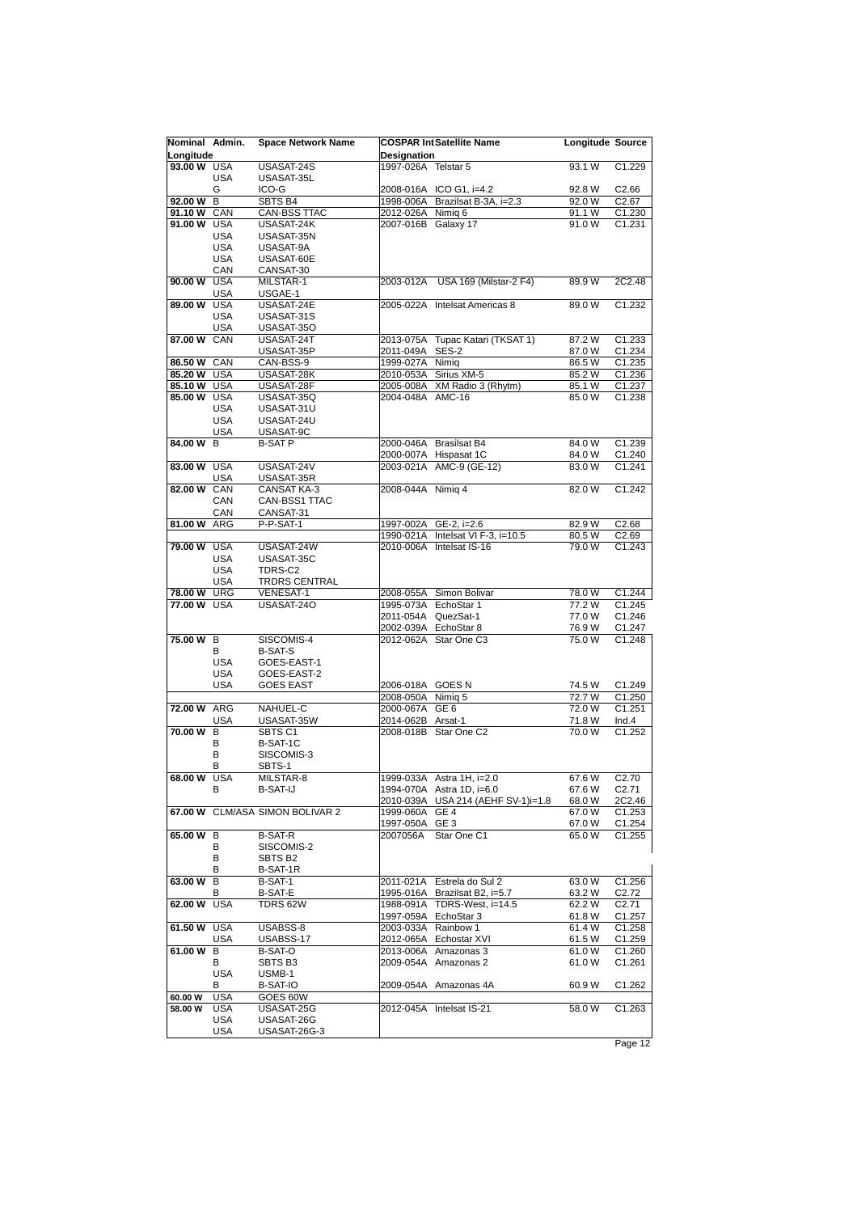| Nominal Longitude | Admin. | Space Network Name | COSPAR Int Designation | Satellite Name | Longitude | Source |
|---|---|---|---|---|---|---|
| 93.00 W | USA | USASAT-24S | 1997-026A | Telstar 5 | 93.1 W | C1.229 |
| | USA | USASAT-35L | | | | |
| | G | ICO-G | 2008-016A | ICO G1, i=4.2 | 92.8 W | C2.66 |
| 92.00 W | B | SBTS B4 | 1998-006A | Brazilsat B-3A, i=2.3 | 92.0 W | C2.67 |
| 91.10 W | CAN | CAN-BSS TTAC | 2012-026A | Nimiq 6 | 91.1 W | C1.230 |
| 91.00 W | USA | USASAT-24K | 2007-016B | Galaxy 17 | 91.0 W | C1.231 |
| | USA | USASAT-35N | | | | |
| | USA | USASAT-9A | | | | |
| | USA | USASAT-60E | | | | |
| | CAN | CANSAT-30 | | | | |
| 90.00 W | USA | MILSTAR-1 | 2003-012A | USA 169 (Milstar-2 F4) | 89.9 W | 2C2.48 |
| | USA | USGAE-1 | | | | |
| 89.00 W | USA | USASAT-24E | 2005-022A | Intelsat Americas 8 | 89.0 W | C1.232 |
| | USA | USASAT-31S | | | | |
| | USA | USASAT-35O | | | | |
| 87.00 W | CAN | USASAT-24T | 2013-075A | Tupac Katari (TKSAT 1) | 87.2 W | C1.233 |
| | | USASAT-35P | 2011-049A | SES-2 | 87.0 W | C1.234 |
| 86.50 W | CAN | CAN-BSS-9 | 1999-027A | Nimiq | 86.5 W | C1.235 |
| 85.20 W | USA | USASAT-28K | 2010-053A | Sirius XM-5 | 85.2 W | C1.236 |
| 85.10 W | USA | USASAT-28F | 2005-008A | XM Radio 3 (Rhytm) | 85.1 W | C1.237 |
| 85.00 W | USA | USASAT-35Q | 2004-048A | AMC-16 | 85.0 W | C1.238 |
| | USA | USASAT-31U | | | | |
| | USA | USASAT-24U | | | | |
| | USA | USASAT-9C | | | | |
| 84.00 W | B | B-SAT P | 2000-046A | Brasilsat B4 | 84.0 W | C1.239 |
| | | | 2000-007A | Hispasat 1C | 84.0 W | C1.240 |
| 83.00 W | USA | USASAT-24V | 2003-021A | AMC-9 (GE-12) | 83.0 W | C1.241 |
| | USA | USASAT-35R | | | | |
| 82.00 W | CAN | CANSAT KA-3 | 2008-044A | Nimiq 4 | 82.0 W | C1.242 |
| | CAN | CAN-BSS1 TTAC | | | | |
| | CAN | CANSAT-31 | | | | |
| 81.00 W | ARG | P-P-SAT-1 | 1997-002A | GE-2, i=2.6 | 82.9 W | C2.68 |
| | | | 1990-021A | Intelsat VI F-3, i=10.5 | 80.5 W | C2.69 |
| 79.00 W | USA | USASAT-24W | 2010-006A | Intelsat IS-16 | 79.0 W | C1.243 |
| | USA | USASAT-35C | | | | |
| | USA | TDRS-C2 | | | | |
| | USA | TRDRS CENTRAL | | | | |
| 78.00 W | URG | VENESAT-1 | 2008-055A | Simon Bolivar | 78.0 W | C1.244 |
| 77.00 W | USA | USASAT-24O | 1995-073A | EchoStar 1 | 77.2 W | C1.245 |
| | | | 2011-054A | QuezSat-1 | 77.0 W | C1.246 |
| | | | 2002-039A | EchoStar 8 | 76.9 W | C1.247 |
| 75.00 W | B | SISCOMIS-4 | 2012-062A | Star One C3 | 75.0 W | C1.248 |
| | B | B-SAT-S | | | | |
| | USA | GOES-EAST-1 | | | | |
| | USA | GOES-EAST-2 | | | | |
| | USA | GOES EAST | 2006-018A | GOES N | 74.5 W | C1.249 |
| | | | 2008-050A | Nimiq 5 | 72.7 W | C1.250 |
| 72.00 W | ARG | NAHUEL-C | 2000-067A | GE 6 | 72.0 W | C1.251 |
| | USA | USASAT-35W | 2014-062B | Arsat-1 | 71.8 W | Ind.4 |
| 70.00 W | B | SBTS C1 | 2008-018B | Star One C2 | 70.0 W | C1.252 |
| | B | B-SAT-1C | | | | |
| | B | SISCOMIS-3 | | | | |
| | B | SBTS-1 | | | | |
| 68.00 W | USA | MILSTAR-8 | 1999-033A | Astra 1H, i=2.0 | 67.6 W | C2.70 |
| | B | B-SAT-IJ | 1994-070A | Astra 1D, i=6.0 | 67.6 W | C2.71 |
| | | | 2010-039A | USA 214 (AEHF SV-1)i=1.8 | 68.0 W | 2C2.46 |
| 67.00 W | CLM/ASA | SIMON BOLIVAR 2 | 1999-060A | GE 4 | 67.0 W | C1.253 |
| | | | 1997-050A | GE 3 | 67.0 W | C1.254 |
| 65.00 W | B | B-SAT-R | 2007056A | Star One C1 | 65.0 W | C1.255 |
| | B | SISCOMIS-2 | | | | |
| | B | SBTS B2 | | | | |
| | B | B-SAT-1R | | | | |
| 63.00 W | B | B-SAT-1 | 2011-021A | Estrela do Sul 2 | 63.0 W | C1.256 |
| | B | B-SAT-E | 1995-016A | Brazilsat B2, i=5.7 | 63.2 W | C2.72 |
| 62.00 W | USA | TDRS 62W | 1988-091A | TDRS-West, i=14.5 | 62.2 W | C2.71 |
| | | | 1997-059A | EchoStar 3 | 61.8 W | C1.257 |
| 61.50 W | USA | USABSS-8 | 2003-033A | Rainbow 1 | 61.4 W | C1.258 |
| | USA | USABSS-17 | 2012-065A | Echostar XVI | 61.5 W | C1.259 |
| 61.00 W | B | B-SAT-O | 2013-006A | Amazonas 3 | 61.0 W | C1.260 |
| | B | SBTS B3 | 2009-054A | Amazonas 2 | 61.0 W | C1.261 |
| | USA | USMB-1 | | | | |
| | B | B-SAT-IO | 2009-054A | Amazonas 4A | 60.9 W | C1.262 |
| 60.00 W | USA | GOES 60W | | | | |
| 58.00 W | USA | USASAT-25G | 2012-045A | Intelsat IS-21 | 58.0 W | C1.263 |
| | USA | USASAT-26G | | | | |
| | USA | USASAT-26G-3 | | | | |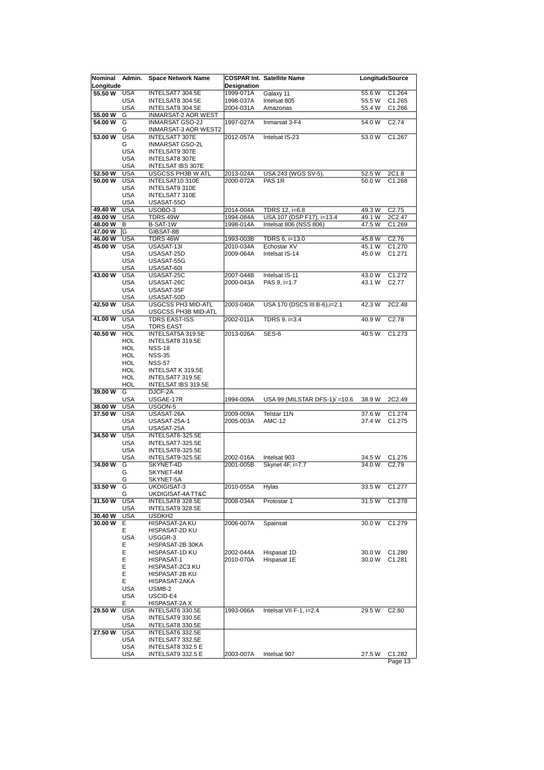| Nominal Longitude | Admin. | Space Network Name | COSPAR Int. Designation | Satellite Name | Longitude | Source |
|---|---|---|---|---|---|---|
| 55.50 W | USA | INTELSAT7 304.5E | 1999-071A | Galaxy 11 | 55.6 W | C1.264 |
| | USA | INTELSAT8 304.5E | 1998-037A | Intelsat 805 | 55.5 W | C1.265 |
| | USA | INTELSAT9 304.5E | 2004-031A | Amazonas | 55.4 W | C1.266 |
| 55.00 W | G | INMARSAT-2 AOR WEST | | | | |
| 54.00 W | G | INMARSAT GSO-2J | 1997-027A | Inmarsat 3-F4 | 54.0 W | C2.74 |
| | G | INMARSAT-3 AOR WEST2 | | | | |
| 53.00 W | USA | INTELSAT7 307E | 2012-057A | Intelsat IS-23 | 53.0 W | C1.267 |
| | G | INMARSAT GSO-2L | | | | |
| | USA | INTELSAT9 307E | | | | |
| | USA | INTELSAT8 307E | | | | |
| | USA | INTELSAT IBS 307E | | | | |
| 52.50 W | USA | USGCSS PH3B W ATL | 2013-024A | USA 243 (WGS SV-5), | 52.5 W | 2C1.8 |
| 50.00 W | USA | INTELSAT10 310E | 2000-072A | PAS 1R | 50.0 W | C1.268 |
| | USA | INTELSAT9 310E | | | | |
| | USA | INTELSAT7 310E | | | | |
| | USA | USASAT-55O | | | | |
| 49.40 W | USA | USOBO-3 | 2014-004A | TDRS 12, i=6.8 | 49.3 W | C2.75 |
| 49.00 W | USA | TDRS 49W | 1994-084A | USA 107 (DSP F17), i=13.4 | 49.1 W | 2C2.47 |
| 48.00 W | B | B-SAT-1W | 1998-014A | Intelsat 806 (NSS 806) | 47.5 W | C1.269 |
| 47.00 W | G | GIBSAT-8B | | | | |
| 46.00 W | USA | TDRS 46W | 1993-003B | TDRS 6, i=13.0 | 45.8 W | C2.76 |
| 45.00 W | USA | USASAT-13I | 2010-034A | Echostar XV | 45.1 W | C1.270 |
| | USA | USASAT-25D | 2009-064A | Intelsat IS-14 | 45.0 W | C1.271 |
| | USA | USASAT-55G | | | | |
| | USA | USASAT-60I | | | | |
| 43.00 W | USA | USASAT-25C | 2007-044B | Intelsat IS-11 | 43.0 W | C1.272 |
| | USA | USASAT-26C | 2000-043A | PAS 9, i=1.7 | 43.1 W | C2.77 |
| | USA | USASAT-35F | | | | |
| | USA | USASAT-50D | | | | |
| 42.50 W | USA | USGCSS PH3 MID-ATL | 2003-040A | USA 170 (DSCS III B-6),i=2.1 | 42.3 W | 2C2.48 |
| | USA | USGCSS PH3B MID-ATL | | | | |
| 41.00 W | USA | TDRS EAST-ISS | 2002-011A | TDRS 9, i=3.4 | 40.9 W | C2.78 |
| | USA | TDRS EAST | | | | |
| 40.50 W | HOL | INTELSAT5A 319.5E | 2013-026A | SES-6 | 40.5 W | C1.273 |
| | HOL | INTELSAT8 319.5E | | | | |
| | HOL | NSS-18 | | | | |
| | HOL | NSS-35 | | | | |
| | HOL | NSS-57 | | | | |
| | HOL | INTELSAT K 319.5E | | | | |
| | HOL | INTELSAT7 319.5E | | | | |
| | HOL | INTELSAT IBS 319.5E | | | | |
| 39.00 W | G | DJCF-2A | | | | |
| | USA | USGAE-17R | 1994-009A | USA 99 (MILSTAR DFS-1)i´=10.6 | 38.9 W | 2C2.49 |
| 38.00 W | USA | USGON-5 | | | | |
| 37.50 W | USA | USASAT-26A | 2009-009A | Telstar 11N | 37.6 W | C1.274 |
| | USA | USASAT-25A-1 | 2005-003A | AMC-12 | 37.4 W | C1.275 |
| | USA | USASAT-25A | | | | |
| 34.50 W | USA | INTELSAT6-325.5E | | | | |
| | USA | INTELSAT7-325.5E | | | | |
| | USA | INTELSAT8-325.5E | | | | |
| | USA | INTELSAT9-325.5E | 2002-016A | Intelsat 903 | 34.5 W | C1.276 |
| 34.00 W | G | SKYNET-4D | 2001-005B | Skynet 4F, i=7.7 | 34.0 W | C2.79 |
| | G | SKYNET-4M | | | | |
| | G | SKYNET-5A | | | | |
| 33.50 W | G | UKDIGISAT-3 | 2010-055A | Hylas | 33.5 W | C1.277 |
| | G | UKDIGISAT-4A TT&C | | | | |
| 31.50 W | USA | INTELSAT8 328.5E | 2008-034A | Protostar 1 | 31.5 W | C1.278 |
| | USA | INTELSAT9 328.5E | | | | |
| 30.40 W | USA | USDKH2 | | | | |
| 30.00 W | E | HISPASAT-2A KU | 2006-007A | Spainsat | 30.0 W | C1.279 |
| | E | HISPASAT-2D KU | | | | |
| | USA | USGGR-3 | | | | |
| | E | HISPASAT-2B 30KA | | | | |
| | E | HISPASAT-1D KU | 2002-044A | Hispasat 1D | 30.0 W | C1.280 |
| | E | HISPASAT-1 | 2010-070A | Hispasat 1E | 30.0 W | C1.281 |
| | E | HISPASAT-2C3 KU | | | | |
| | E | HISPASAT-2B KU | | | | |
| | E | HISPASAT-2AKA | | | | |
| | USA | USMB-2 | | | | |
| | USA | USCID-E4 | | | | |
| | E | HISPASAT-2A X | | | | |
| 29.50 W | USA | INTELSAT6 330.5E | 1993-066A | Intelsat VII F-1, i=2.4 | 29.5 W | C2.80 |
| | USA | INTELSAT9 330.5E | | | | |
| | USA | INTELSAT8 330.5E | | | | |
| 27.50 W | USA | INTELSAT6 332.5E | | | | |
| | USA | INTELSAT7 332.5E | | | | |
| | USA | INTELSAT8 332.5 E | | | | |
| | USA | INTELSAT9 332.5 E | 2003-007A | Intelsat 907 | 27.5 W | C1.282 |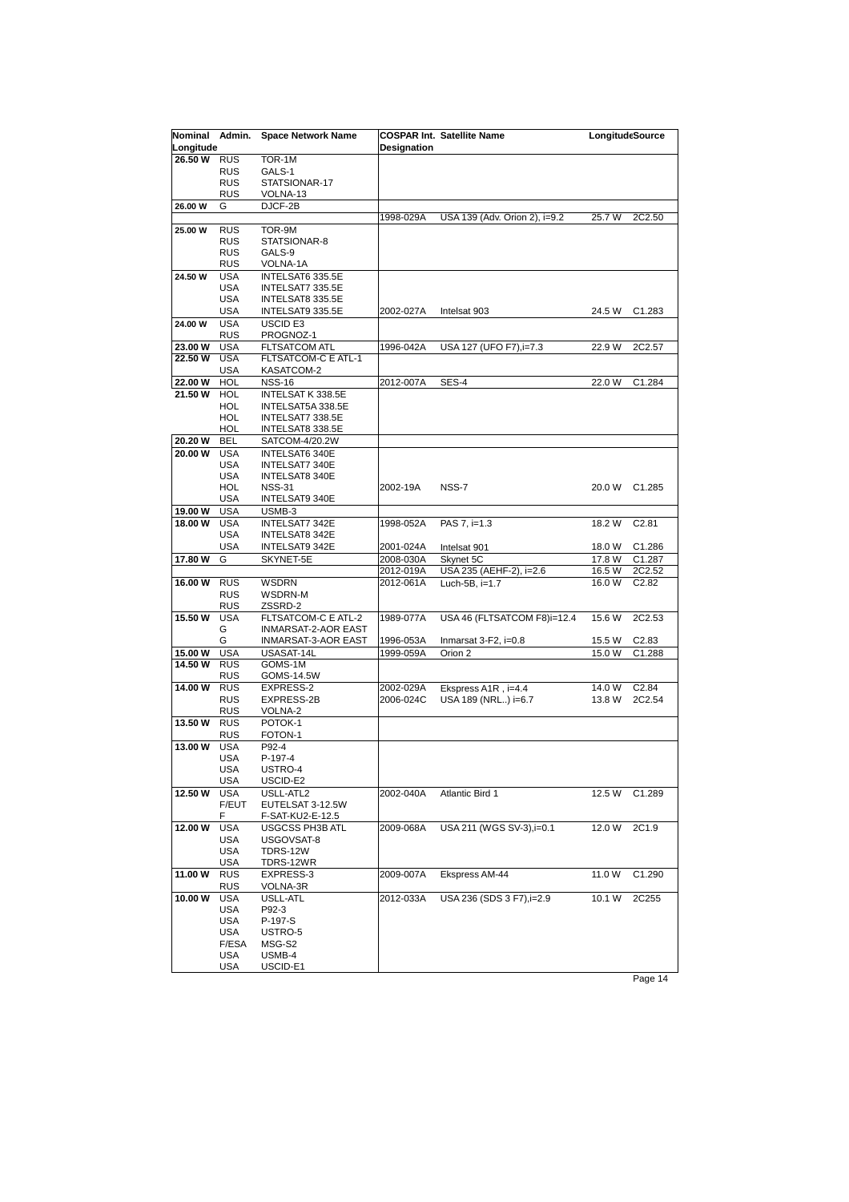| Nominal Longitude | Admin. | Space Network Name | COSPAR Int. Designation | Satellite Name | Longitude | Source |
|---|---|---|---|---|---|---|
| **26.50 W** | RUS | TOR-1M | | | | |
| | RUS | GALS-1 | | | | |
| | RUS | STATSIONAR-17 | | | | |
| | RUS | VOLNA-13 | | | | |
| **26.00 W** | G | DJCF-2B | | | | |
| | | | 1998-029A | USA 139 (Adv. Orion 2), i=9.2 | 25.7 W | 2C2.50 |
| **25.00 W** | RUS | TOR-9M | | | | |
| | RUS | STATSIONAR-8 | | | | |
| | RUS | GALS-9 | | | | |
| | RUS | VOLNA-1A | | | | |
| **24.50 W** | USA | INTELSAT6 335.5E | | | | |
| | USA | INTELSAT7 335.5E | | | | |
| | USA | INTELSAT8 335.5E | | | | |
| | USA | INTELSAT9 335.5E | 2002-027A | Intelsat 903 | 24.5 W | C1.283 |
| **24.00 W** | USA | USCID E3 | | | | |
| | RUS | PROGNOZ-1 | | | | |
| **23.00 W** | USA | FLTSATCOM ATL | 1996-042A | USA 127 (UFO F7),i=7.3 | 22.9 W | 2C2.57 |
| **22.50 W** | USA | FLTSATCOM-C E ATL-1 | | | | |
| | USA | KASATCOM-2 | | | | |
| **22.00 W** | HOL | NSS-16 | 2012-007A | SES-4 | 22.0 W | C1.284 |
| **21.50 W** | HOL | INTELSAT K 338.5E | | | | |
| | HOL | INTELSAT5A 338.5E | | | | |
| | HOL | INTELSAT7 338.5E | | | | |
| | HOL | INTELSAT8 338.5E | | | | |
| **20.20 W** | BEL | SATCOM-4/20.2W | | | | |
| **20.00 W** | USA | INTELSAT6 340E | | | | |
| | USA | INTELSAT7 340E | | | | |
| | USA | INTELSAT8 340E | | | | |
| | HOL | NSS-31 | 2002-19A | NSS-7 | 20.0 W | C1.285 |
| | USA | INTELSAT9 340E | | | | |
| **19.00 W** | USA | USMB-3 | | | | |
| **18.00 W** | USA | INTELSAT7 342E | 1998-052A | PAS 7, i=1.3 | 18.2 W | C2.81 |
| | USA | INTELSAT8 342E | | | | |
| | USA | INTELSAT9 342E | 2001-024A | Intelsat 901 | 18.0 W | C1.286 |
| **17.80 W** | G | SKYNET-5E | 2008-030A | Skynet 5C | 17.8 W | C1.287 |
| | | | 2012-019A | USA 235 (AEHF-2), i=2.6 | 16.5 W | 2C2.52 |
| **16.00 W** | RUS | WSDRN | 2012-061A | Luch-5B, i=1.7 | 16.0 W | C2.82 |
| | RUS | WSDRN-M | | | | |
| | RUS | ZSSRD-2 | | | | |
| **15.50 W** | USA | FLTSATCOM-C E ATL-2 | 1989-077A | USA 46 (FLTSATCOM F8)i=12.4 | 15.6 W | 2C2.53 |
| | G | INMARSAT-2-AOR EAST | | | | |
| | G | INMARSAT-3-AOR EAST | 1996-053A | Inmarsat 3-F2, i=0.8 | 15.5 W | C2.83 |
| **15.00 W** | USA | USASAT-14L | 1999-059A | Orion 2 | 15.0 W | C1.288 |
| **14.50 W** | RUS | GOMS-1M | | | | |
| | RUS | GOMS-14.5W | | | | |
| **14.00 W** | RUS | EXPRESS-2 | 2002-029A | Ekspress A1R , i=4.4 | 14.0 W | C2.84 |
| | RUS | EXPRESS-2B | 2006-024C | USA 189 (NRL..) i=6.7 | 13.8 W | 2C2.54 |
| | RUS | VOLNA-2 | | | | |
| **13.50 W** | RUS | POTOK-1 | | | | |
| | RUS | FOTON-1 | | | | |
| **13.00 W** | USA | P92-4 | | | | |
| | USA | P-197-4 | | | | |
| | USA | USTRO-4 | | | | |
| | USA | USCID-E2 | | | | |
| **12.50 W** | USA | USLL-ATL2 | 2002-040A | Atlantic Bird 1 | 12.5 W | C1.289 |
| | F/EUT | EUTELSAT 3-12.5W | | | | |
| | F | F-SAT-KU2-E-12.5 | | | | |
| **12.00 W** | USA | USGCSS PH3B ATL | 2009-068A | USA 211 (WGS SV-3),i=0.1 | 12.0 W | 2C1.9 |
| | USA | USGOVSAT-8 | | | | |
| | USA | TDRS-12W | | | | |
| | USA | TDRS-12WR | | | | |
| **11.00 W** | RUS | EXPRESS-3 | 2009-007A | Ekspress AM-44 | 11.0 W | C1.290 |
| | RUS | VOLNA-3R | | | | |
| **10.00 W** | USA | USLL-ATL | 2012-033A | USA 236 (SDS 3 F7),i=2.9 | 10.1 W | 2C255 |
| | USA | P92-3 | | | | |
| | USA | P-197-S | | | | |
| | USA | USTRO-5 | | | | |
| | F/ESA | MSG-S2 | | | | |
| | USA | USMB-4 | | | | |
| | USA | USCID-E1 | | | | |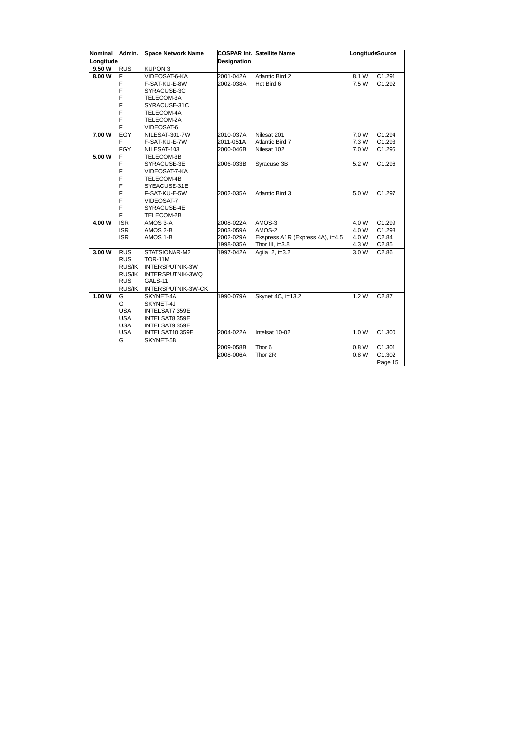| Nominal Longitude | Admin. | Space Network Name | COSPAR Int. Designation | Satellite Name | Longitude | Source |
|---|---|---|---|---|---|---|
| 9.50 W | RUS | KUPON 3 | | | | |
| 8.00 W | F | VIDEOSAT-6-KA | 2001-042A | Atlantic Bird 2 | 8.1 W | C1.291 |
| | F | F-SAT-KU-E-8W | 2002-038A | Hot Bird 6 | 7.5 W | C1.292 |
| | F | SYRACUSE-3C | | | | |
| | F | TELECOM-3A | | | | |
| | F | SYRACUSE-31C | | | | |
| | F | TELECOM-4A | | | | |
| | F | TELECOM-2A | | | | |
| | F | VIDEOSAT-6 | | | | |
| 7.00 W | EGY | NILESAT-301-7W | 2010-037A | Nilesat 201 | 7.0 W | C1.294 |
| | F | F-SAT-KU-E-7W | 2011-051A | Atlantic Bird 7 | 7.3 W | C1.293 |
| | FGY | NILESAT-103 | 2000-046B | Nilesat 102 | 7.0 W | C1.295 |
| 5.00 W | F | TELECOM-3B | | | | |
| | F | SYRACUSE-3E | 2006-033B | Syracuse 3B | 5.2 W | C1.296 |
| | F | VIDEOSAT-7-KA | | | | |
| | F | TELECOM-4B | | | | |
| | F | SYEACUSE-31E | | | | |
| | F | F-SAT-KU-E-5W | 2002-035A | Atlantic Bird 3 | 5.0 W | C1.297 |
| | F | VIDEOSAT-7 | | | | |
| | F | SYRACUSE-4E | | | | |
| | F | TELECOM-2B | | | | |
| 4.00 W | ISR | AMOS 3-A | 2008-022A | AMOS-3 | 4.0 W | C1.299 |
| | ISR | AMOS 2-B | 2003-059A | AMOS-2 | 4.0 W | C1.298 |
| | ISR | AMOS 1-B | 2002-029A | Ekspress A1R (Express 4A), i=4.5 | 4.0 W | C2.84 |
| | | | 1998-035A | Thor III, i=3.8 | 4.3 W | C2.85 |
| 3.00 W | RUS | STATSIONAR-M2 | 1997-042A | Agila 2, i=3.2 | 3.0 W | C2.86 |
| | RUS | TOR-11M | | | | |
| | RUS/IK | INTERSPUTNIK-3W | | | | |
| | RUS/IK | INTERSPUTNIK-3WQ | | | | |
| | RUS | GALS-11 | | | | |
| | RUS/IK | INTERSPUTNIK-3W-CK | | | | |
| 1.00 W | G | SKYNET-4A | 1990-079A | Skynet 4C, i=13.2 | 1.2 W | C2.87 |
| | G | SKYNET-4J | | | | |
| | USA | INTELSAT7 359E | | | | |
| | USA | INTELSAT8 359E | | | | |
| | USA | INTELSAT9 359E | | | | |
| | USA | INTELSAT10 359E | 2004-022A | Intelsat 10-02 | 1.0 W | C1.300 |
| | G | SKYNET-5B | | | | |
| | | | 2009-058B | Thor 6 | 0.8 W | C1.301 |
| | | | 2008-006A | Thor 2R | 0.8 W | C1.302 |